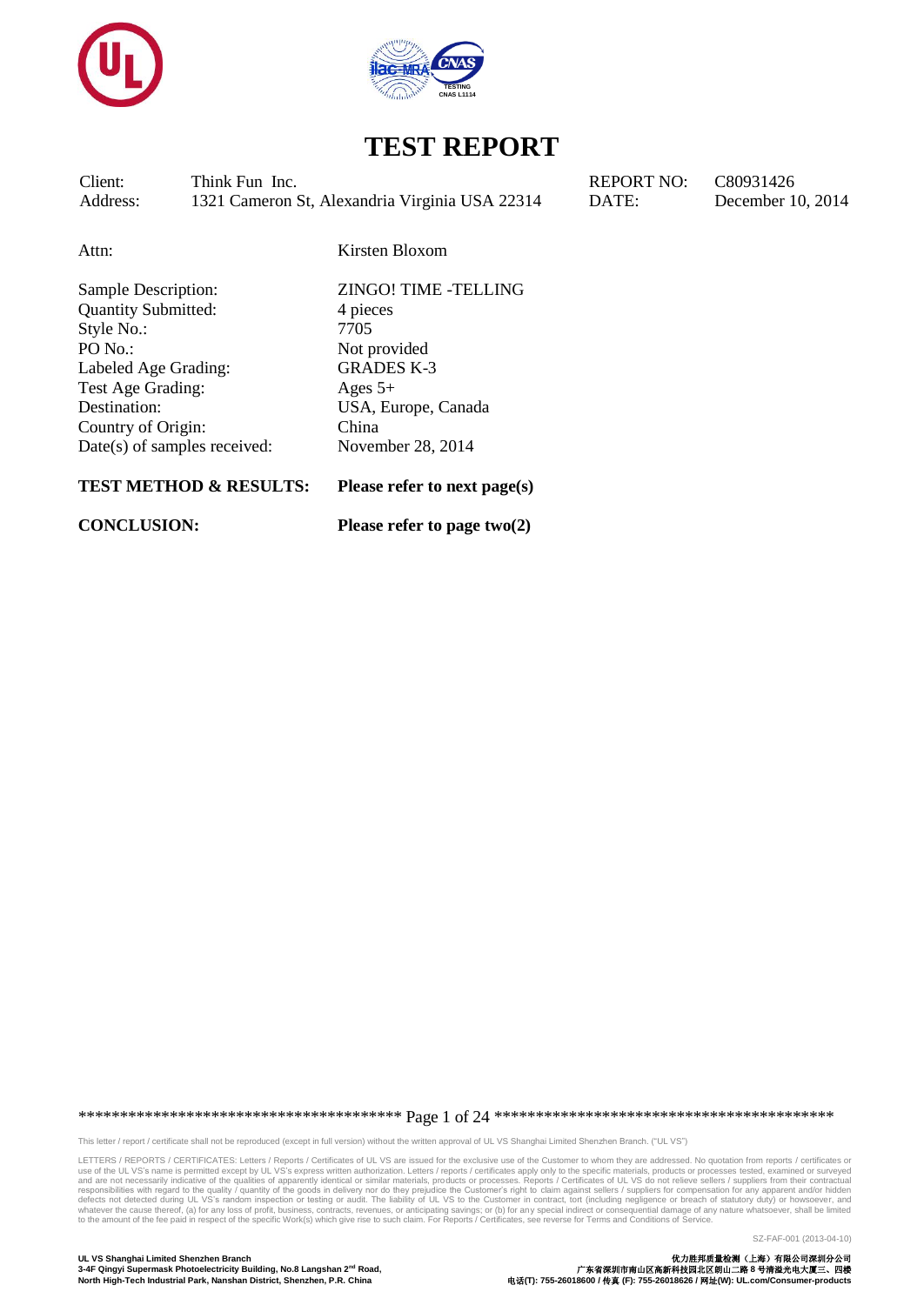# TEST REPORT

| | | | |
|---|---|---|---|
| Client: | Think Fun Inc. | REPORT NO: | C80931426 |
| Address: | 1321 Cameron St, Alexandria Virginia USA 22314 | DATE: | December 10, 2014 |

Attn: Kirsten Bloxom

| | |
|---|---|
| Sample Description: | ZINGO! TIME -TELLING |
| Quantity Submitted: | 4 pieces |
| Style No.: | 7705 |
| PO No.: | Not provided |
| Labeled Age Grading: | GRADES K-3 |
| Test Age Grading: | Ages 5+ |
| Destination: | USA, Europe, Canada |
| Country of Origin: | China |
| Date(s) of samples received: | November 28, 2014 |

**TEST METHOD & RESULTS:** **Please refer to next page(s)**

**CONCLUSION:** **Please refer to page two(2)**

This letter / report / certificate shall not be reproduced (except in full version) without the written approval of UL VS Shanghai Limited Shenzhen Branch. ("UL VS")

LETTERS / REPORTS / CERTIFICATES: Letters / Reports / Certificates of UL VS are issued for the exclusive use of the Customer to whom they are addressed. No quotation from reports / certificates or use of the UL VS's name is permitted except by UL VS's express written authorization. Letters / reports / certificates apply only to the specific materials, products or processes tested, examined or surveyed and are not necessarily indicative of the qualities of apparently identical or similar materials, products or processes. Reports / Certificates of UL VS do not relieve sellers / suppliers from their contractual responsibilities with regard to the quality / quantity of the goods in delivery nor do they prejudice the Customer's right to claim against sellers / suppliers for compensation for any apparent and/or hidden defects not detected during UL VS's random inspection or testing or audit. The liability of UL VS to the Customer in contract, tort (including negligence or breach of statutory duty) or howsoever, and whatever the cause thereof, (a) for any loss of profit, business, contracts, revenues, or anticipating savings; or (b) for any special indirect or consequential damage of any nature whatsoever, shall be limited to the amount of the fee paid in respect of the specific Work(s) which give rise to such claim. For Reports / Certificates, see reverse for Terms and Conditions of Service.

SZ-FAF-001 (2013-04-10)

**UL VS Shanghai Limited Shenzhen Branch**
**3-4F Qingyi Supermask Photoelectricity Building, No.8 Langshan 2nd Road,**
**North High-Tech Industrial Park, Nanshan District, Shenzhen, P.R. China**

**优力胜邦质量检测（上海）有限公司深圳分公司**
**广东省深圳市南山区高新科技园北区朗山二路8号清溢光电大厦三、四楼**
**电话(T): 755-26018600 / 传真 (F): 755-26018626 / 网址(W): UL.com/Consumer-products**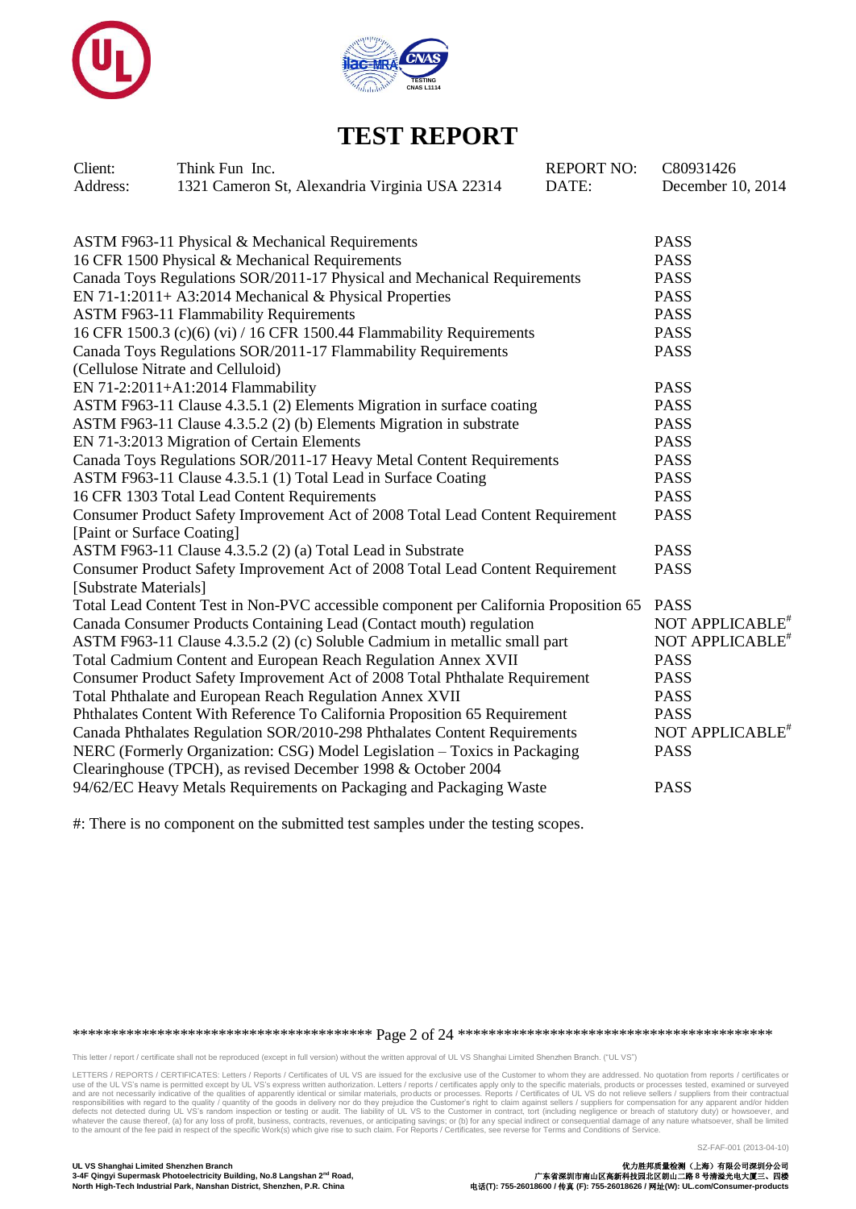# TEST REPORT

| Client: | Think Fun Inc. | REPORT NO: | C80931426 |
|---|---|---|---|
| Address: | 1321 Cameron St, Alexandria Virginia USA 22314 | DATE: | December 10, 2014 |

| Test | Result |
|---|---|
| ASTM F963-11 Physical & Mechanical Requirements | PASS |
| 16 CFR 1500 Physical & Mechanical Requirements | PASS |
| Canada Toys Regulations SOR/2011-17 Physical and Mechanical Requirements | PASS |
| EN 71-1:2011+ A3:2014 Mechanical & Physical Properties | PASS |
| ASTM F963-11 Flammability Requirements | PASS |
| 16 CFR 1500.3 (c)(6) (vi) / 16 CFR 1500.44 Flammability Requirements | PASS |
| Canada Toys Regulations SOR/2011-17 Flammability Requirements (Cellulose Nitrate and Celluloid) | PASS |
| EN 71-2:2011+A1:2014 Flammability | PASS |
| ASTM F963-11 Clause 4.3.5.1 (2) Elements Migration in surface coating | PASS |
| ASTM F963-11 Clause 4.3.5.2 (2) (b) Elements Migration in substrate | PASS |
| EN 71-3:2013 Migration of Certain Elements | PASS |
| Canada Toys Regulations SOR/2011-17 Heavy Metal Content Requirements | PASS |
| ASTM F963-11 Clause 4.3.5.1 (1) Total Lead in Surface Coating | PASS |
| 16 CFR 1303 Total Lead Content Requirements | PASS |
| Consumer Product Safety Improvement Act of 2008 Total Lead Content Requirement [Paint or Surface Coating] | PASS |
| ASTM F963-11 Clause 4.3.5.2 (2) (a) Total Lead in Substrate | PASS |
| Consumer Product Safety Improvement Act of 2008 Total Lead Content Requirement [Substrate Materials] | PASS |
| Total Lead Content Test in Non-PVC accessible component per California Proposition 65 | PASS |
| Canada Consumer Products Containing Lead (Contact mouth) regulation | NOT APPLICABLE# |
| ASTM F963-11 Clause 4.3.5.2 (2) (c) Soluble Cadmium in metallic small part | NOT APPLICABLE# |
| Total Cadmium Content and European Reach Regulation Annex XVII | PASS |
| Consumer Product Safety Improvement Act of 2008 Total Phthalate Requirement | PASS |
| Total Phthalate and European Reach Regulation Annex XVII | PASS |
| Phthalates Content With Reference To California Proposition 65 Requirement | PASS |
| Canada Phthalates Regulation SOR/2010-298 Phthalates Content Requirements | NOT APPLICABLE# |
| NERC (Formerly Organization: CSG) Model Legislation – Toxics in Packaging Clearinghouse (TPCH), as revised December 1998 & October 2004 | PASS |
| 94/62/EC Heavy Metals Requirements on Packaging and Packaging Waste | PASS |

#: There is no component on the submitted test samples under the testing scopes.

This letter / report / certificate shall not be reproduced (except in full version) without the written approval of UL VS Shanghai Limited Shenzhen Branch. ("UL VS")

LETTERS / REPORTS / CERTIFICATES: Letters / Reports / Certificates of UL VS are issued for the exclusive use of the Customer to whom they are addressed. No quotation from reports / certificates or use of the UL VS's name is permitted except by UL VS's express written authorization. Letters / reports / certificates apply only to the specific materials, products or processes tested, examined or surveyed and are not necessarily indicative of the qualities of apparently identical or similar materials, products or processes. Reports / Certificates of UL VS do not relieve sellers / suppliers from their contractual responsibilities with regard to the quality / quantity of the goods in delivery nor do they prejudice the Customer's right to claim against sellers / suppliers for compensation for any apparent and/or hidden defects not detected during UL VS's random inspection or testing or audit. The liability of UL VS to the Customer in contract, tort (including negligence or breach of statutory duty) or howsoever, and whatever the cause thereof, (a) for any loss of profit, business, contracts, revenues, or anticipating savings; or (b) for any special indirect or consequential damage of any nature whatsoever, shall be limited to the amount of the fee paid in respect of the specific Work(s) which give rise to such claim. For Reports / Certificates, see reverse for Terms and Conditions of Service.

SZ-FAF-001 (2013-04-10)

**UL VS Shanghai Limited Shenzhen Branch**
**3-4F Qingyi Supermask Photoelectricity Building, No.8 Langshan 2nd Road, North High-Tech Industrial Park, Nanshan District, Shenzhen, P.R. China**

**优力胜邦质量检测（上海）有限公司深圳分公司**
**广东省深圳市南山区高新科技园北区朗山二路 8 号清溢光电大厦三、四楼**
**电话(T): 755-26018600 / 传真 (F): 755-26018626 / 网址(W): UL.com/Consumer-products**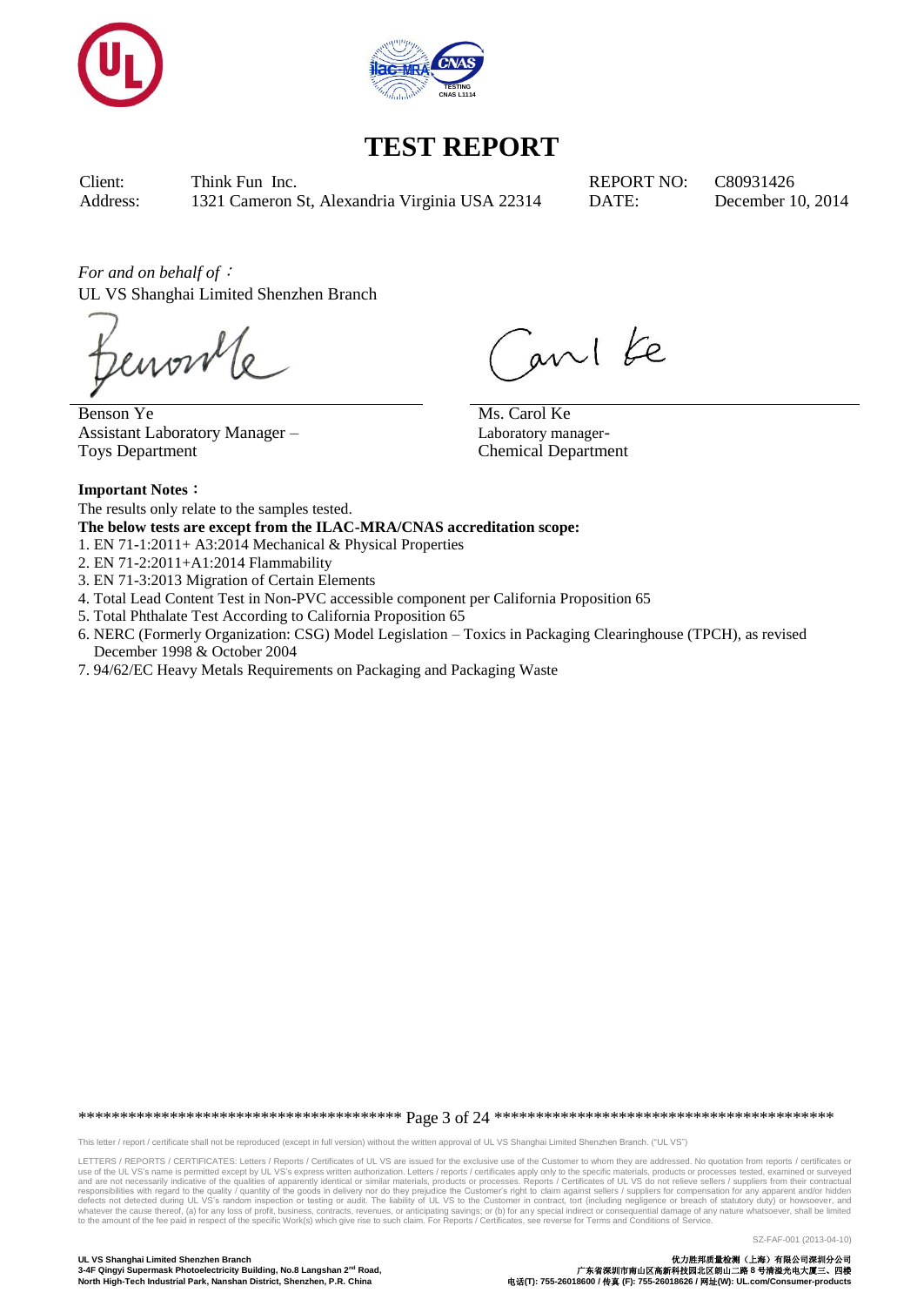# TEST REPORT

| | | | |
|---|---|---|---|
| Client: | Think Fun Inc. | REPORT NO: | C80931426 |
| Address: | 1321 Cameron St, Alexandria Virginia USA 22314 | DATE: | December 10, 2014 |

*For and on behalf of*：
UL VS Shanghai Limited Shenzhen Branch

Benson Ye
Assistant Laboratory Manager –
Toys Department

Ms. Carol Ke
Laboratory manager-
Chemical Department

**Important Notes**：

The results only relate to the samples tested.

**The below tests are except from the ILAC-MRA/CNAS accreditation scope:**

1. EN 71-1:2011+ A3:2014 Mechanical & Physical Properties
2. EN 71-2:2011+A1:2014 Flammability
3. EN 71-3:2013 Migration of Certain Elements
4. Total Lead Content Test in Non-PVC accessible component per California Proposition 65
5. Total Phthalate Test According to California Proposition 65
6. NERC (Formerly Organization: CSG) Model Legislation – Toxics in Packaging Clearinghouse (TPCH), as revised December 1998 & October 2004
7. 94/62/EC Heavy Metals Requirements on Packaging and Packaging Waste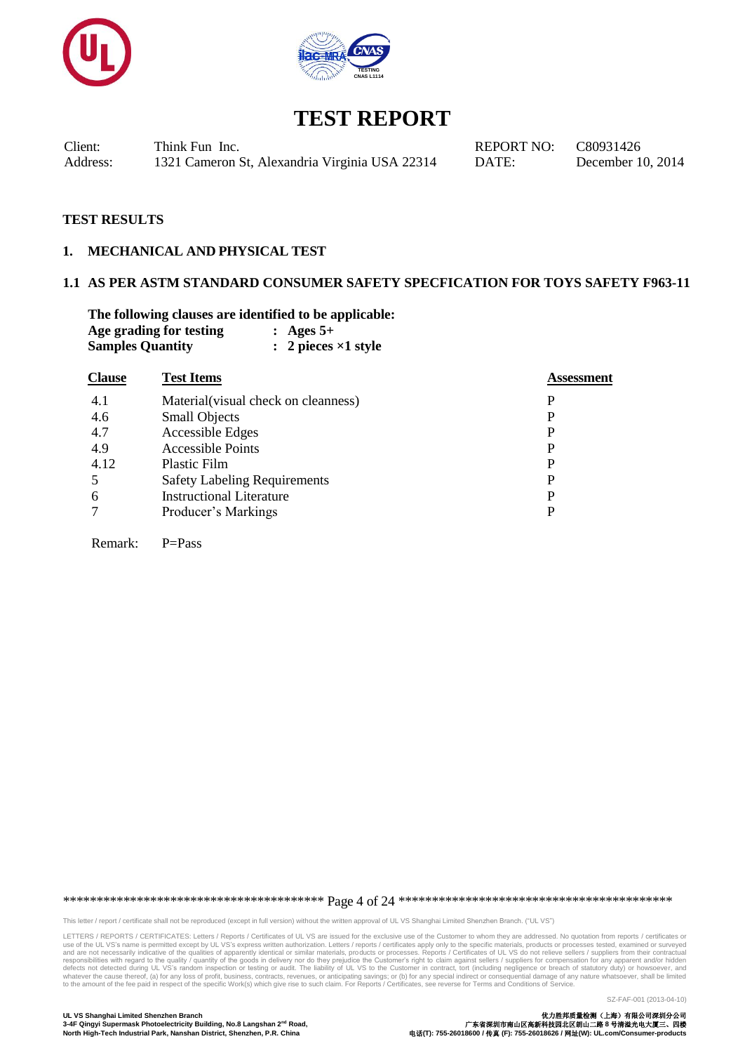# TEST REPORT

| | | | |
|---|---|---|---|
| Client: | Think Fun Inc. | REPORT NO: | C80931426 |
| Address: | 1321 Cameron St, Alexandria Virginia USA 22314 | DATE: | December 10, 2014 |

## TEST RESULTS

### 1. MECHANICAL AND PHYSICAL TEST

### 1.1 AS PER ASTM STANDARD CONSUMER SAFETY SPECFICATION FOR TOYS SAFETY F963-11

**The following clauses are identified to be applicable:**

**Age grading for testing : Ages 5+**

**Samples Quantity : 2 pieces ×1 style**

| Clause | Test Items | Assessment |
|---|---|---|
| 4.1 | Material(visual check on cleanness) | P |
| 4.6 | Small Objects | P |
| 4.7 | Accessible Edges | P |
| 4.9 | Accessible Points | P |
| 4.12 | Plastic Film | P |
| 5 | Safety Labeling Requirements | P |
| 6 | Instructional Literature | P |
| 7 | Producer's Markings | P |

Remark: P=Pass

This letter / report / certificate shall not be reproduced (except in full version) without the written approval of UL VS Shanghai Limited Shenzhen Branch. ("UL VS")

LETTERS / REPORTS / CERTIFICATES: Letters / Reports / Certificates of UL VS are issued for the exclusive use of the Customer to whom they are addressed. No quotation from reports / certificates or use of the UL VS's name is permitted except by UL VS's express written authorization. Letters / reports / certificates apply only to the specific materials, products or processes tested, examined or surveyed and are not necessarily indicative of the qualities of apparently identical or similar materials, products or processes. Reports / Certificates of UL VS do not relieve sellers / suppliers from their contractual responsibilities with regard to the quality / quantity of the goods in delivery nor do they prejudice the Customer's right to claim against sellers / suppliers for compensation for any apparent and/or hidden defects not detected during UL VS's random inspection or testing or audit. The liability of UL VS to the Customer in contract, tort (including negligence or breach of statutory duty) or howsoever, and whatever the cause thereof, (a) for any loss of profit, business, contracts, revenues, or anticipating savings; or (b) for any special indirect or consequential damage of any nature whatsoever, shall be limited to the amount of the fee paid in respect of the specific Work(s) which give rise to such claim. For Reports / Certificates, see reverse for Terms and Conditions of Service.

SZ-FAF-001 (2013-04-10)

**UL VS Shanghai Limited Shenzhen Branch**
**3-4F Qingyi Supermask Photoelectricity Building, No.8 Langshan 2nd Road, North High-Tech Industrial Park, Nanshan District, Shenzhen, P.R. China**

**优力胜邦质量检测（上海）有限公司深圳分公司**
**广东省深圳市南山区高新科技园北区朗山二路8号清溢光电大厦三、四楼**
**电话(T): 755-26018600 / 传真 (F): 755-26018626 / 网址(W): UL.com/Consumer-products**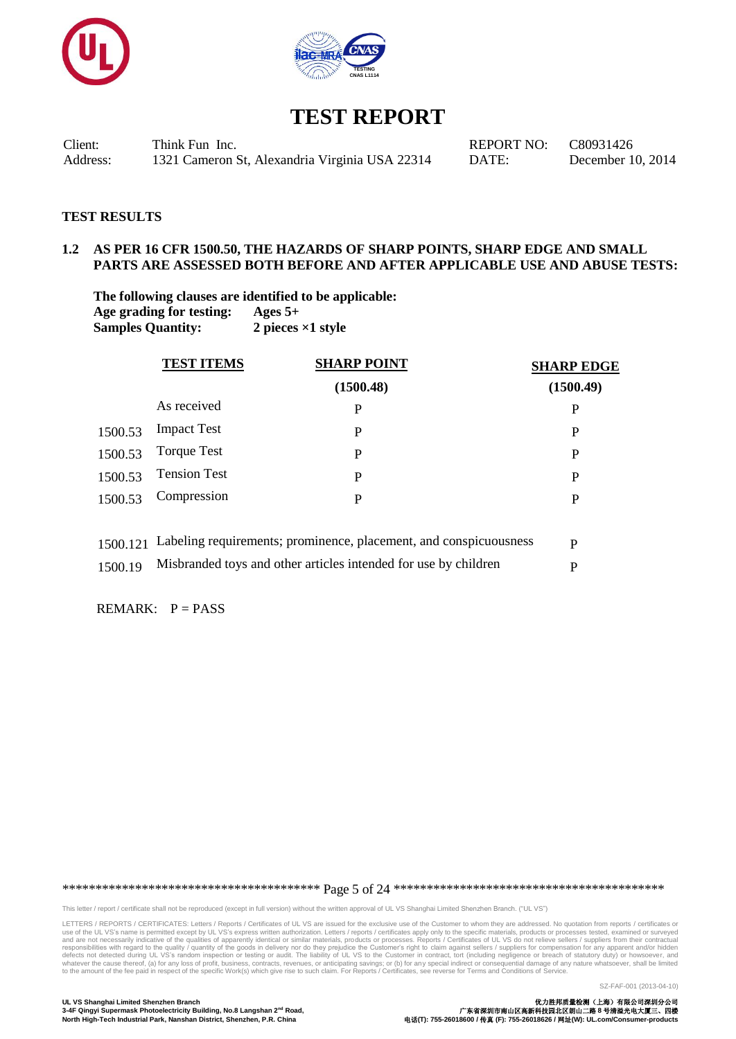# TEST REPORT

| | | | |
|---|---|---|---|
| Client: | Think Fun Inc. | REPORT NO: | C80931426 |
| Address: | 1321 Cameron St, Alexandria Virginia USA 22314 | DATE: | December 10, 2014 |

**TEST RESULTS**

**1.2 AS PER 16 CFR 1500.50, THE HAZARDS OF SHARP POINTS, SHARP EDGE AND SMALL PARTS ARE ASSESSED BOTH BEFORE AND AFTER APPLICABLE USE AND ABUSE TESTS:**

**The following clauses are identified to be applicable:**
**Age grading for testing:** **Ages 5+**
**Samples Quantity:** **2 pieces ×1 style**

| | TEST ITEMS | SHARP POINT (1500.48) | SHARP EDGE (1500.49) |
|---|---|---|---|
| | As received | P | P |
| 1500.53 | Impact Test | P | P |
| 1500.53 | Torque Test | P | P |
| 1500.53 | Tension Test | P | P |
| 1500.53 | Compression | P | P |

| | | |
|---|---|---|
| 1500.121 | Labeling requirements; prominence, placement, and conspicuousness | P |
| 1500.19 | Misbranded toys and other articles intended for use by children | P |

REMARK: P = PASS

This letter / report / certificate shall not be reproduced (except in full version) without the written approval of UL VS Shanghai Limited Shenzhen Branch. ("UL VS")

LETTERS / REPORTS / CERTIFICATES: Letters / Reports / Certificates of UL VS are issued for the exclusive use of the Customer to whom they are addressed. No quotation from reports / certificates or use of the UL VS's name is permitted except by UL VS's express written authorization. Letters / reports / certificates apply only to the specific materials, products or processes tested, examined or surveyed and are not necessarily indicative of the qualities of apparently identical or similar materials, products or processes. Reports / Certificates of UL VS do not relieve sellers / suppliers from their contractual responsibilities with regard to the quality / quantity of the goods in delivery nor do they prejudice the Customer's right to claim against sellers / suppliers for compensation for any apparent and/or hidden defects not detected during UL VS's random inspection or testing or audit. The liability of UL VS to the Customer in contract, tort (including negligence or breach of statutory duty) or howsoever, and whatever the cause thereof, (a) for any loss of profit, business, contracts, revenues, or anticipating savings; or (b) for any special indirect or consequential damage of any nature whatsoever, shall be limited to the amount of the fee paid in respect of the specific Work(s) which give rise to such claim. For Reports / Certificates, see reverse for Terms and Conditions of Service.

SZ-FAF-001 (2013-04-10)

**UL VS Shanghai Limited Shenzhen Branch**
**3-4F Qingyi Supermask Photoelectricity Building, No.8 Langshan 2nd Road,**
**North High-Tech Industrial Park, Nanshan District, Shenzhen, P.R. China**

**优力胜邦质量检测（上海）有限公司深圳分公司**
**广东省深圳市南山区高新科技园北区朗山二路8号清溢光电大厦三、四楼**
**电话(T): 755-26018600 / 传真 (F): 755-26018626 / 网址(W): UL.com/Consumer-products**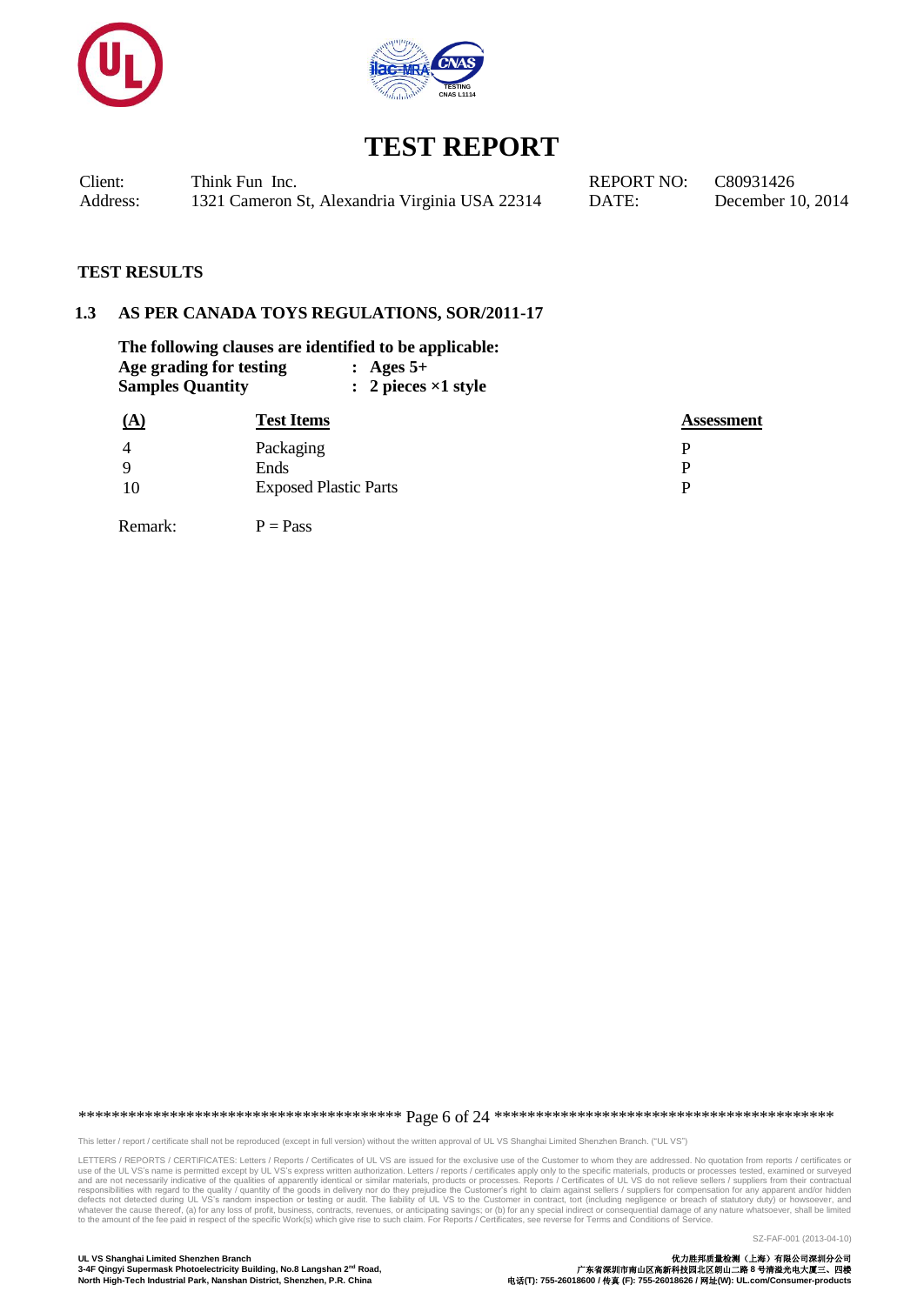# TEST REPORT

| Client: | Think Fun Inc. | REPORT NO: | C80931426 |
|---|---|---|---|
| Address: | 1321 Cameron St, Alexandria Virginia USA 22314 | DATE: | December 10, 2014 |

**TEST RESULTS**

## 1.3 AS PER CANADA TOYS REGULATIONS, SOR/2011-17

**The following clauses are identified to be applicable:**
**Age grading for testing : Ages 5+**
**Samples Quantity : 2 pieces ×1 style**

| (A) | Test Items | Assessment |
|---|---|---|
| 4 | Packaging | P |
| 9 | Ends | P |
| 10 | Exposed Plastic Parts | P |

Remark: P = Pass

This letter / report / certificate shall not be reproduced (except in full version) without the written approval of UL VS Shanghai Limited Shenzhen Branch. ("UL VS")

LETTERS / REPORTS / CERTIFICATES: Letters / Reports / Certificates of UL VS are issued for the exclusive use of the Customer to whom they are addressed. No quotation from reports / certificates or use of the UL VS's name is permitted except by UL VS's express written authorization. Letters / reports / certificates apply only to the specific materials, products or processes tested, examined or surveyed and are not necessarily indicative of the qualities of apparently identical or similar materials, products or processes. Reports / Certificates of UL VS do not relieve sellers / suppliers from their contractual responsibilities with regard to the quality / quantity of the goods in delivery nor do they prejudice the Customer's right to claim against sellers / suppliers for compensation for any apparent and/or hidden defects not detected during UL VS's random inspection or testing or audit. The liability of UL VS to the Customer in contract, tort (including negligence or breach of statutory duty) or howsoever, and whatever the cause thereof, (a) for any loss of profit, business, contracts, revenues, or anticipating savings; or (b) for any special indirect or consequential damage of any nature whatsoever, shall be limited to the amount of the fee paid in respect of the specific Work(s) which give rise to such claim. For Reports / Certificates, see reverse for Terms and Conditions of Service.

SZ-FAF-001 (2013-04-10)

**UL VS Shanghai Limited Shenzhen Branch**
**3-4F Qingyi Supermask Photoelectricity Building, No.8 Langshan 2nd Road, North High-Tech Industrial Park, Nanshan District, Shenzhen, P.R. China**

**优力胜邦质量检测（上海）有限公司深圳分公司**
**广东省深圳市南山区高新科技园北区朗山二路8号清溢光电大厦三、四楼**
**电话(T): 755-26018600 / 传真 (F): 755-26018626 / 网址(W): UL.com/Consumer-products**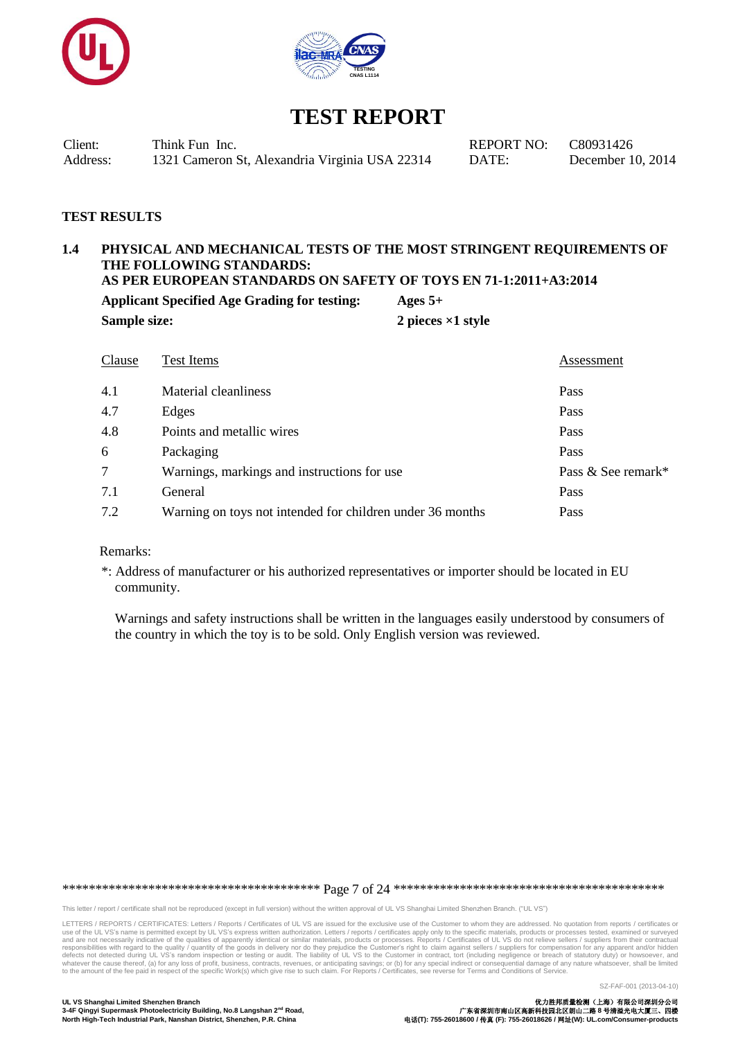# TEST REPORT

| | | | |
|---|---|---|---|
| Client: | Think Fun Inc. | REPORT NO: | C80931426 |
| Address: | 1321 Cameron St, Alexandria Virginia USA 22314 | DATE: | December 10, 2014 |

**TEST RESULTS**

## 1.4 PHYSICAL AND MECHANICAL TESTS OF THE MOST STRINGENT REQUIREMENTS OF THE FOLLOWING STANDARDS: AS PER EUROPEAN STANDARDS ON SAFETY OF TOYS EN 71-1:2011+A3:2014

**Applicant Specified Age Grading for testing:** **Ages 5+**

**Sample size:** **2 pieces ×1 style**

| Clause | Test Items | Assessment |
|---|---|---|
| 4.1 | Material cleanliness | Pass |
| 4.7 | Edges | Pass |
| 4.8 | Points and metallic wires | Pass |
| 6 | Packaging | Pass |
| 7 | Warnings, markings and instructions for use | Pass & See remark* |
| 7.1 | General | Pass |
| 7.2 | Warning on toys not intended for children under 36 months | Pass |

Remarks:

*: Address of manufacturer or his authorized representatives or importer should be located in EU community.

Warnings and safety instructions shall be written in the languages easily understood by consumers of the country in which the toy is to be sold. Only English version was reviewed.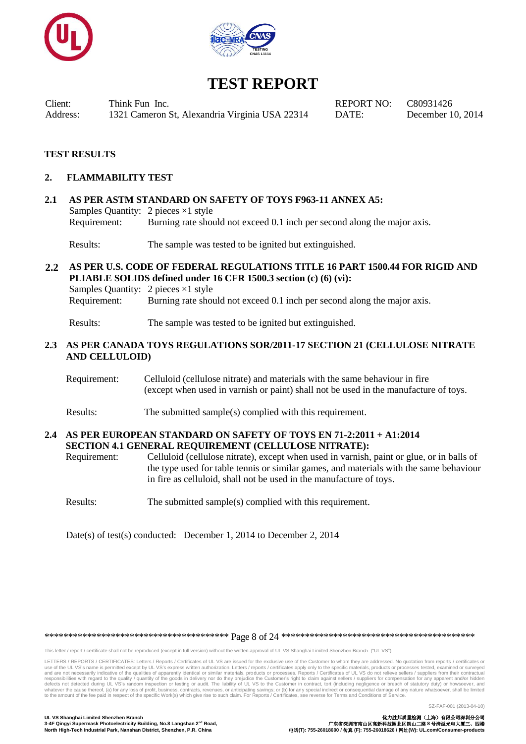# TEST REPORT

| | | | |
|---|---|---|---|
| Client: | Think Fun Inc. | REPORT NO: | C80931426 |
| Address: | 1321 Cameron St, Alexandria Virginia USA 22314 | DATE: | December 10, 2014 |

**TEST RESULTS**

## 2. FLAMMABILITY TEST

### 2.1 AS PER ASTM STANDARD ON SAFETY OF TOYS F963-11 ANNEX A5:

Samples Quantity: 2 pieces ×1 style

Requirement: Burning rate should not exceed 0.1 inch per second along the major axis.

Results: The sample was tested to be ignited but extinguished.

### 2.2 AS PER U.S. CODE OF FEDERAL REGULATIONS TITLE 16 PART 1500.44 FOR RIGID AND PLIABLE SOLIDS defined under 16 CFR 1500.3 section (c) (6) (vi):

Samples Quantity: 2 pieces ×1 style

Requirement: Burning rate should not exceed 0.1 inch per second along the major axis.

Results: The sample was tested to be ignited but extinguished.

### 2.3 AS PER CANADA TOYS REGULATIONS SOR/2011-17 SECTION 21 (CELLULOSE NITRATE AND CELLULOID)

Requirement: Celluloid (cellulose nitrate) and materials with the same behaviour in fire (except when used in varnish or paint) shall not be used in the manufacture of toys.

Results: The submitted sample(s) complied with this requirement.

### 2.4 AS PER EUROPEAN STANDARD ON SAFETY OF TOYS EN 71-2:2011 + A1:2014 SECTION 4.1 GENERAL REQUIREMENT (CELLULOSE NITRATE):

Requirement: Celluloid (cellulose nitrate), except when used in varnish, paint or glue, or in balls of the type used for table tennis or similar games, and materials with the same behaviour in fire as celluloid, shall not be used in the manufacture of toys.

Results: The submitted sample(s) complied with this requirement.

Date(s) of test(s) conducted: December 1, 2014 to December 2, 2014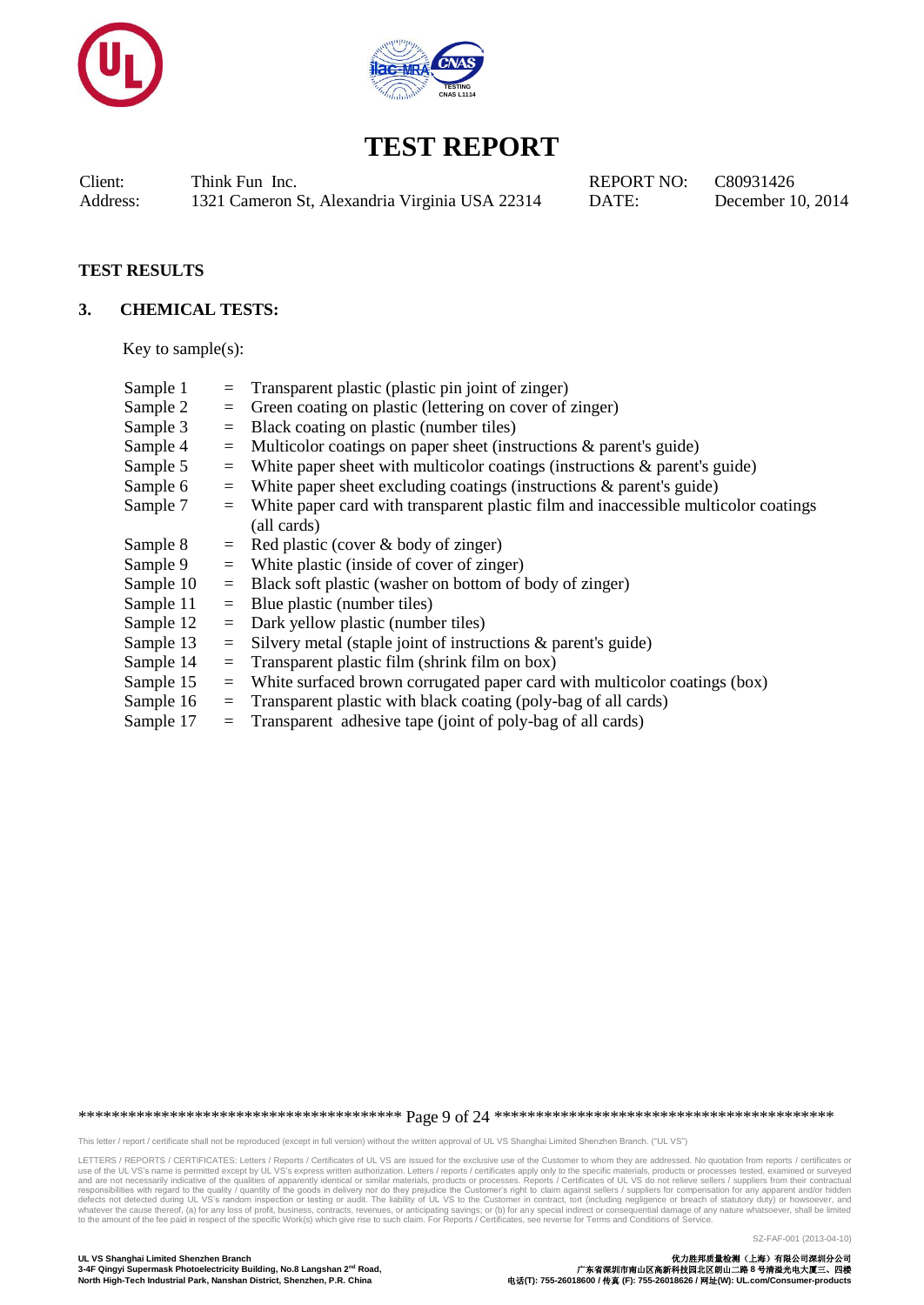# TEST REPORT

Client: Think Fun Inc.

Address: 1321 Cameron St, Alexandria Virginia USA 22314

REPORT NO: C80931426

DATE: December 10, 2014

**TEST RESULTS**

## 3. CHEMICAL TESTS:

Key to sample(s):

| | | |
|---|---|---|
| Sample 1 | = | Transparent plastic (plastic pin joint of zinger) |
| Sample 2 | = | Green coating on plastic (lettering on cover of zinger) |
| Sample 3 | = | Black coating on plastic (number tiles) |
| Sample 4 | = | Multicolor coatings on paper sheet (instructions & parent's guide) |
| Sample 5 | = | White paper sheet with multicolor coatings (instructions & parent's guide) |
| Sample 6 | = | White paper sheet excluding coatings (instructions & parent's guide) |
| Sample 7 | = | White paper card with transparent plastic film and inaccessible multicolor coatings (all cards) |
| Sample 8 | = | Red plastic (cover & body of zinger) |
| Sample 9 | = | White plastic (inside of cover of zinger) |
| Sample 10 | = | Black soft plastic (washer on bottom of body of zinger) |
| Sample 11 | = | Blue plastic (number tiles) |
| Sample 12 | = | Dark yellow plastic (number tiles) |
| Sample 13 | = | Silvery metal (staple joint of instructions & parent's guide) |
| Sample 14 | = | Transparent plastic film (shrink film on box) |
| Sample 15 | = | White surfaced brown corrugated paper card with multicolor coatings (box) |
| Sample 16 | = | Transparent plastic with black coating (poly-bag of all cards) |
| Sample 17 | = | Transparent adhesive tape (joint of poly-bag of all cards) |

This letter / report / certificate shall not be reproduced (except in full version) without the written approval of UL VS Shanghai Limited Shenzhen Branch. ("UL VS")

LETTERS / REPORTS / CERTIFICATES: Letters / Reports / Certificates of UL VS are issued for the exclusive use of the Customer to whom they are addressed. No quotation from reports / certificates or use of the UL VS's name is permitted except by UL VS's express written authorization. Letters / reports / certificates apply only to the specific materials, products or processes tested, examined or surveyed and are not necessarily indicative of the qualities of apparently identical or similar materials, products or processes. Reports / Certificates of UL VS do not relieve sellers / suppliers from their contractual responsibilities with regard to the quality / quantity of the goods in delivery nor do they prejudice the Customer's right to claim against sellers / suppliers for compensation for any apparent and/or hidden defects not detected during UL VS's random inspection or testing or audit. The liability of UL VS to the Customer in contract, tort (including negligence or breach of statutory duty) or howsoever, and whatever the cause thereof, (a) for any loss of profit, business, contracts, revenues, or anticipating savings; or (b) for any special indirect or consequential damage of any nature whatsoever, shall be limited to the amount of the fee paid in respect of the specific Work(s) which give rise to such claim. For Reports / Certificates, see reverse for Terms and Conditions of Service.

SZ-FAF-001 (2013-04-10)

**UL VS Shanghai Limited Shenzhen Branch**
**3-4F Qingyi Supermask Photoelectricity Building, No.8 Langshan 2nd Road,**
**North High-Tech Industrial Park, Nanshan District, Shenzhen, P.R. China**

**优力胜邦质量检测（上海）有限公司深圳分公司**
**广东省深圳市南山区高新科技园北区朗山二路 8 号清溢光电大厦三、四楼**
**电话(T): 755-26018600 / 传真 (F): 755-26018626 / 网址(W): UL.com/Consumer-products**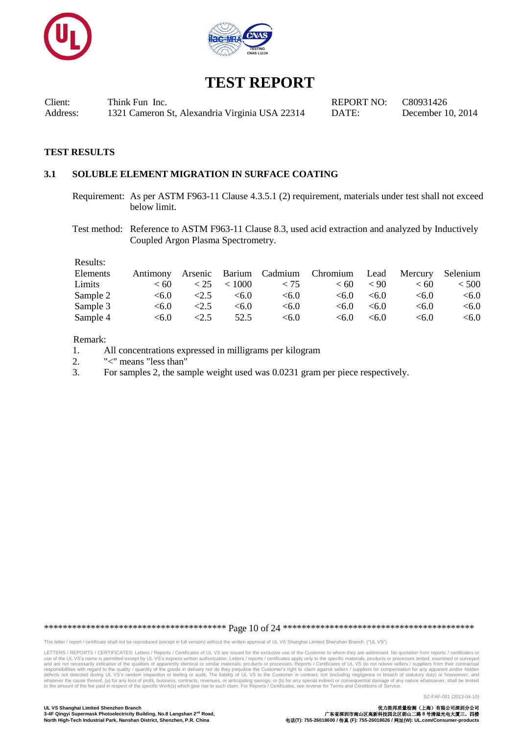# TEST REPORT

| | | | |
|---|---|---|---|
| Client: | Think Fun Inc. | REPORT NO: | C80931426 |
| Address: | 1321 Cameron St, Alexandria Virginia USA 22314 | DATE: | December 10, 2014 |

## TEST RESULTS

### 3.1 SOLUBLE ELEMENT MIGRATION IN SURFACE COATING

Requirement: As per ASTM F963-11 Clause 4.3.5.1 (2) requirement, materials under test shall not exceed below limit.

Test method: Reference to ASTM F963-11 Clause 8.3, used acid extraction and analyzed by Inductively Coupled Argon Plasma Spectrometry.

Results:

| Elements | Antimony | Arsenic | Barium | Cadmium | Chromium | Lead | Mercury | Selenium |
|---|---|---|---|---|---|---|---|---|
| Limits | < 60 | < 25 | < 1000 | < 75 | < 60 | < 90 | < 60 | < 500 |
| Sample 2 | <6.0 | <2.5 | <6.0 | <6.0 | <6.0 | <6.0 | <6.0 | <6.0 |
| Sample 3 | <6.0 | <2.5 | <6.0 | <6.0 | <6.0 | <6.0 | <6.0 | <6.0 |
| Sample 4 | <6.0 | <2.5 | 52.5 | <6.0 | <6.0 | <6.0 | <6.0 | <6.0 |

Remark:

1. All concentrations expressed in milligrams per kilogram
2. "<" means "less than"
3. For samples 2, the sample weight used was 0.0231 gram per piece respectively.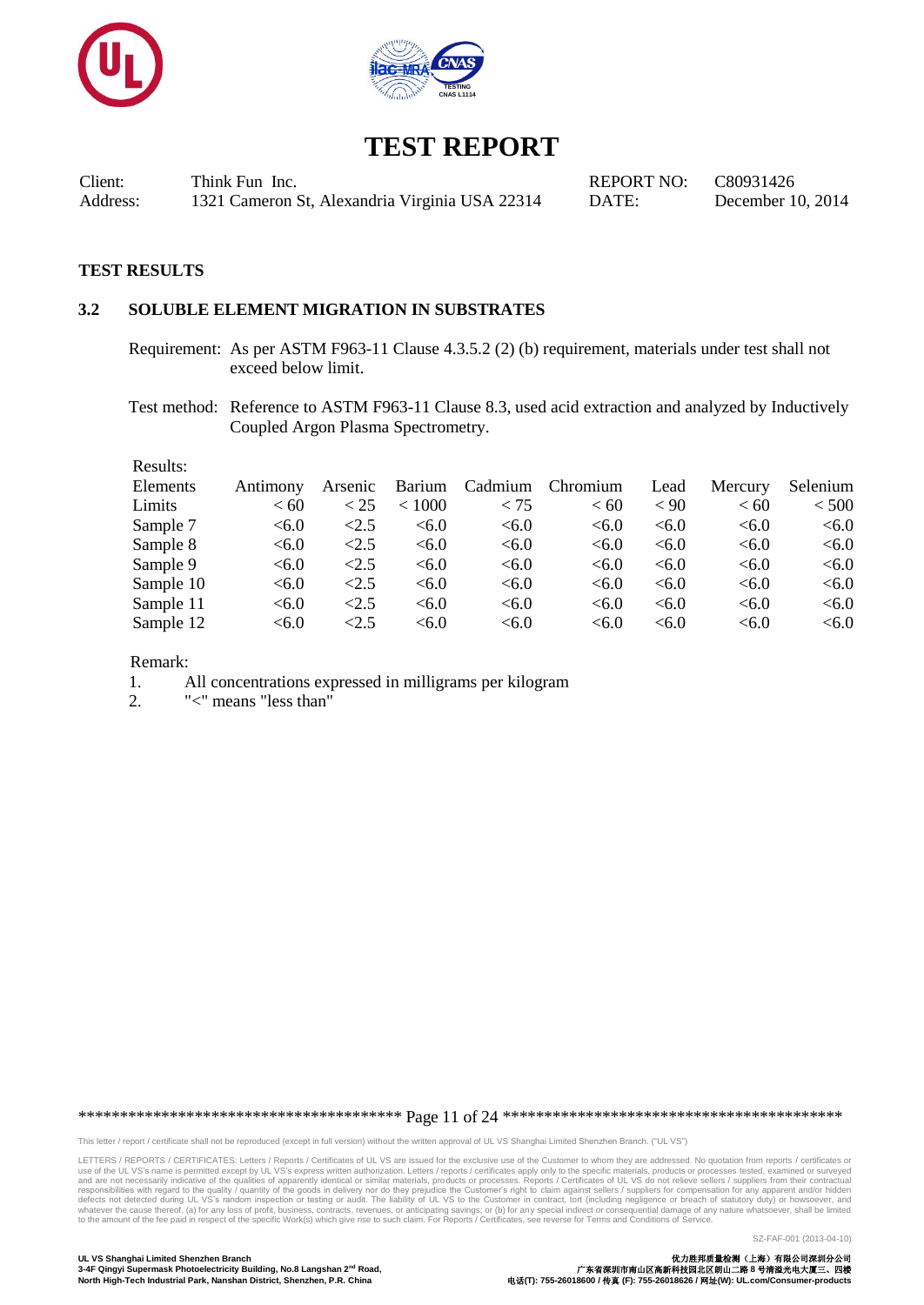# TEST REPORT

| Client: | Think Fun Inc. | REPORT NO: | C80931426 |
|---|---|---|---|
| Address: | 1321 Cameron St, Alexandria Virginia USA 22314 | DATE: | December 10, 2014 |

**TEST RESULTS**

### 3.2 SOLUBLE ELEMENT MIGRATION IN SUBSTRATES

Requirement: As per ASTM F963-11 Clause 4.3.5.2 (2) (b) requirement, materials under test shall not exceed below limit.

Test method: Reference to ASTM F963-11 Clause 8.3, used acid extraction and analyzed by Inductively Coupled Argon Plasma Spectrometry.

Results:

| Elements | Antimony | Arsenic | Barium | Cadmium | Chromium | Lead | Mercury | Selenium |
|---|---|---|---|---|---|---|---|---|
| Limits | < 60 | < 25 | < 1000 | < 75 | < 60 | < 90 | < 60 | < 500 |
| Sample 7 | <6.0 | <2.5 | <6.0 | <6.0 | <6.0 | <6.0 | <6.0 | <6.0 |
| Sample 8 | <6.0 | <2.5 | <6.0 | <6.0 | <6.0 | <6.0 | <6.0 | <6.0 |
| Sample 9 | <6.0 | <2.5 | <6.0 | <6.0 | <6.0 | <6.0 | <6.0 | <6.0 |
| Sample 10 | <6.0 | <2.5 | <6.0 | <6.0 | <6.0 | <6.0 | <6.0 | <6.0 |
| Sample 11 | <6.0 | <2.5 | <6.0 | <6.0 | <6.0 | <6.0 | <6.0 | <6.0 |
| Sample 12 | <6.0 | <2.5 | <6.0 | <6.0 | <6.0 | <6.0 | <6.0 | <6.0 |

Remark:

1. All concentrations expressed in milligrams per kilogram
2. "<" means "less than"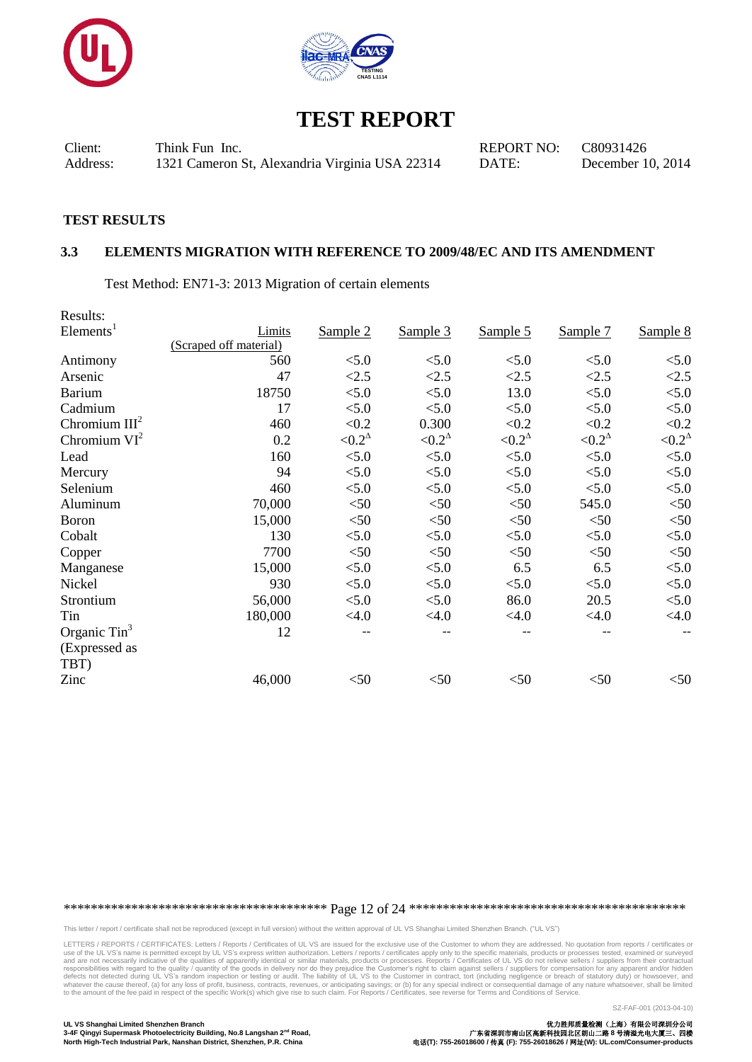# TEST REPORT

| Client: | Think Fun Inc. | REPORT NO: | C80931426 |
|---|---|---|---|
| Address: | 1321 Cameron St, Alexandria Virginia USA 22314 | DATE: | December 10, 2014 |

**TEST RESULTS**

### 3.3 ELEMENTS MIGRATION WITH REFERENCE TO 2009/48/EC AND ITS AMENDMENT

Test Method: EN71-3: 2013 Migration of certain elements

Results:

| Elements[1] | Limits (Scraped off material) | Sample 2 | Sample 3 | Sample 5 | Sample 7 | Sample 8 |
|---|---|---|---|---|---|---|
| Antimony | 560 | <5.0 | <5.0 | <5.0 | <5.0 | <5.0 |
| Arsenic | 47 | <2.5 | <2.5 | <2.5 | <2.5 | <2.5 |
| Barium | 18750 | <5.0 | <5.0 | 13.0 | <5.0 | <5.0 |
| Cadmium | 17 | <5.0 | <5.0 | <5.0 | <5.0 | <5.0 |
| Chromium III[2] | 460 | <0.2 | 0.300 | <0.2 | <0.2 | <0.2 |
| Chromium VI[2] | 0.2 | <0.2[Δ] | <0.2[Δ] | <0.2[Δ] | <0.2[Δ] | <0.2[Δ] |
| Lead | 160 | <5.0 | <5.0 | <5.0 | <5.0 | <5.0 |
| Mercury | 94 | <5.0 | <5.0 | <5.0 | <5.0 | <5.0 |
| Selenium | 460 | <5.0 | <5.0 | <5.0 | <5.0 | <5.0 |
| Aluminum | 70,000 | <50 | <50 | <50 | 545.0 | <50 |
| Boron | 15,000 | <50 | <50 | <50 | <50 | <50 |
| Cobalt | 130 | <5.0 | <5.0 | <5.0 | <5.0 | <5.0 |
| Copper | 7700 | <50 | <50 | <50 | <50 | <50 |
| Manganese | 15,000 | <5.0 | <5.0 | 6.5 | 6.5 | <5.0 |
| Nickel | 930 | <5.0 | <5.0 | <5.0 | <5.0 | <5.0 |
| Strontium | 56,000 | <5.0 | <5.0 | 86.0 | 20.5 | <5.0 |
| Tin | 180,000 | <4.0 | <4.0 | <4.0 | <4.0 | <4.0 |
| Organic Tin[3] (Expressed as TBT) | 12 | -- | -- | -- | -- | -- |
| Zinc | 46,000 | <50 | <50 | <50 | <50 | <50 |

This letter / report / certificate shall not be reproduced (except in full version) without the written approval of UL VS Shanghai Limited Shenzhen Branch. ("UL VS")

LETTERS / REPORTS / CERTIFICATES: Letters / Reports / Certificates of UL VS are issued for the exclusive use of the Customer to whom they are addressed. No quotation from reports / certificates or use of the UL VS's name is permitted except by UL VS's express written authorization. Letters / reports / certificates apply only to the specific materials, products or processes tested, examined or surveyed and are not necessarily indicative of the qualities of apparently identical or similar materials, products or processes. Reports / Certificates of UL VS do not relieve sellers / suppliers from their contractual responsibilities with regard to the quality / quantity of the goods in delivery nor do they prejudice the Customer's right to claim against sellers / suppliers for compensation for any apparent and/or hidden defects not detected during UL VS's random inspection or testing or audit. The liability of UL VS to the Customer in contract, tort (including negligence or breach of statutory duty) or howsoever, and whatever the cause thereof, (a) for any loss of profit, business, contracts, revenues, or anticipating savings; or (b) for any special indirect or consequential damage of any nature whatsoever, shall be limited to the amount of the fee paid in respect of the specific Work(s) which give rise to such claim. For Reports / Certificates, see reverse for Terms and Conditions of Service.

UL VS Shanghai Limited Shenzhen Branch
3-4F Qingyi Supermask Photoelectricity Building, No.8 Langshan 2nd Road,
North High-Tech Industrial Park, Nanshan District, Shenzhen, P.R. China

优力胜邦质量检测（上海）有限公司深圳分公司
广东省深圳市南山区高新科技园北区朗山二路 8 号清溢光电大厦三、四楼
电话(T): 755-26018600 / 传真 (F): 755-26018626 / 网址(W): UL.com/Consumer-products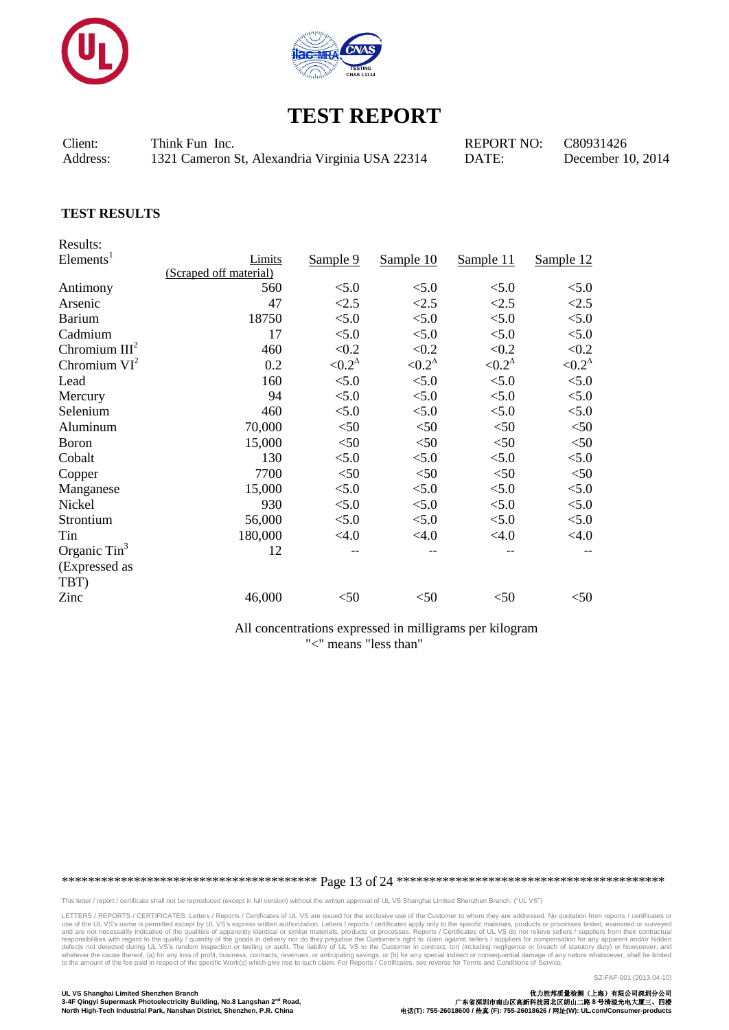# TEST REPORT

| | | | |
|---|---|---|---|
| Client: | Think Fun Inc. | REPORT NO: | C80931426 |
| Address: | 1321 Cameron St, Alexandria Virginia USA 22314 | DATE: | December 10, 2014 |

**TEST RESULTS**

Results:

| Elements[1] | Limits (Scraped off material) | Sample 9 | Sample 10 | Sample 11 | Sample 12 |
|---|---|---|---|---|---|
| Antimony | 560 | <5.0 | <5.0 | <5.0 | <5.0 |
| Arsenic | 47 | <2.5 | <2.5 | <2.5 | <2.5 |
| Barium | 18750 | <5.0 | <5.0 | <5.0 | <5.0 |
| Cadmium | 17 | <5.0 | <5.0 | <5.0 | <5.0 |
| Chromium III[2] | 460 | <0.2 | <0.2 | <0.2 | <0.2 |
| Chromium VI[2] | 0.2 | <0.2[Δ] | <0.2[Δ] | <0.2[Δ] | <0.2[Δ] |
| Lead | 160 | <5.0 | <5.0 | <5.0 | <5.0 |
| Mercury | 94 | <5.0 | <5.0 | <5.0 | <5.0 |
| Selenium | 460 | <5.0 | <5.0 | <5.0 | <5.0 |
| Aluminum | 70,000 | <50 | <50 | <50 | <50 |
| Boron | 15,000 | <50 | <50 | <50 | <50 |
| Cobalt | 130 | <5.0 | <5.0 | <5.0 | <5.0 |
| Copper | 7700 | <50 | <50 | <50 | <50 |
| Manganese | 15,000 | <5.0 | <5.0 | <5.0 | <5.0 |
| Nickel | 930 | <5.0 | <5.0 | <5.0 | <5.0 |
| Strontium | 56,000 | <5.0 | <5.0 | <5.0 | <5.0 |
| Tin | 180,000 | <4.0 | <4.0 | <4.0 | <4.0 |
| Organic Tin[3] (Expressed as TBT) | 12 | -- | -- | -- | -- |
| Zinc | 46,000 | <50 | <50 | <50 | <50 |

All concentrations expressed in milligrams per kilogram
"<" means "less than"

This letter / report / certificate shall not be reproduced (except in full version) without the written approval of UL VS Shanghai Limited Shenzhen Branch. ("UL VS")

LETTERS / REPORTS / CERTIFICATES: Letters / Reports / Certificates of UL VS are issued for the exclusive use of the Customer to whom they are addressed. No quotation from reports / certificates or use of the UL VS's name is permitted except by UL VS's express written authorization. Letters / reports / certificates apply only to the specific materials, products or processes tested, examined or surveyed and are not necessarily indicative of the qualities of apparently identical or similar materials, products or processes. Reports / Certificates of UL VS do not relieve sellers / suppliers from their contractual responsibilities with regard to the quality / quantity of the goods in delivery nor do they prejudice the Customer's right to claim against sellers / suppliers for compensation for any apparent and/or hidden defects not detected during UL VS's random inspection or testing or audit. The liability of UL VS to the Customer in contract, tort (including negligence or breach of statutory duty) or howsoever, and whatever the cause thereof, (a) for any loss of profit, business, contracts, revenues, or anticipating savings; or (b) for any special indirect or consequential damage of any nature whatsoever, shall be limited to the amount of the fee paid in respect of the specific Work(s) which give rise to such claim. For Reports / Certificates, see reverse for Terms and Conditions of Service.

SZ-FAF-001 (2013-04-10)

**UL VS Shanghai Limited Shenzhen Branch**
**3-4F Qingyi Supermask Photoelectricity Building, No.8 Langshan 2nd Road,**
**North High-Tech Industrial Park, Nanshan District, Shenzhen, P.R. China**

**优力胜邦质量检测（上海）有限公司深圳分公司**
**广东省深圳市南山区高新科技园北区朗山二路 8 号清溢光电大厦三、四楼**
**电话(T): 755-26018600 / 传真 (F): 755-26018626 / 网址(W): UL.com/Consumer-products**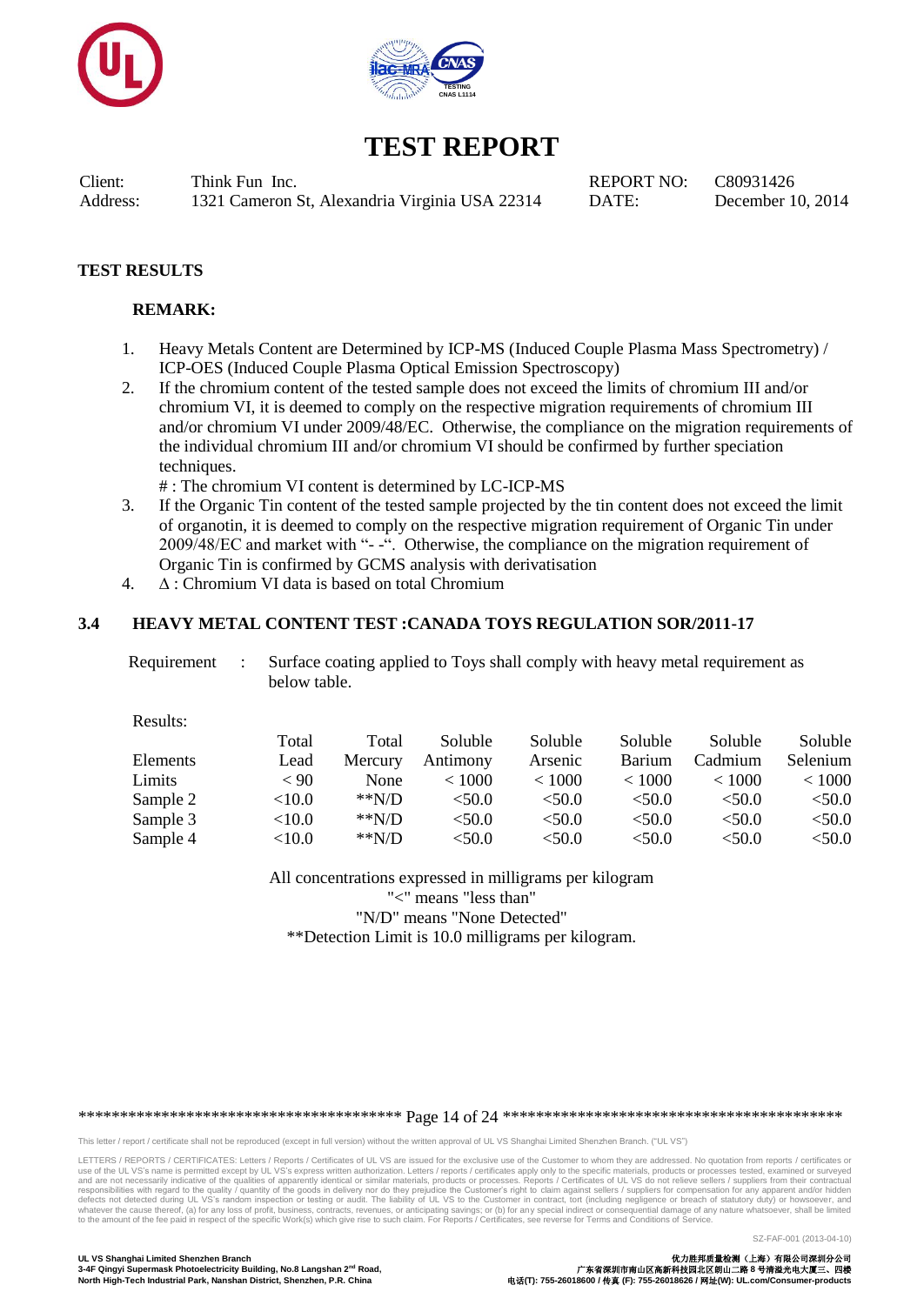# TEST REPORT

Client: Think Fun Inc.  REPORT NO: C80931426
Address: 1321 Cameron St, Alexandria Virginia USA 22314  DATE: December 10, 2014

## TEST RESULTS

### REMARK:

1. Heavy Metals Content are Determined by ICP-MS (Induced Couple Plasma Mass Spectrometry) / ICP-OES (Induced Couple Plasma Optical Emission Spectroscopy)
2. If the chromium content of the tested sample does not exceed the limits of chromium III and/or chromium VI, it is deemed to comply on the respective migration requirements of chromium III and/or chromium VI under 2009/48/EC. Otherwise, the compliance on the migration requirements of the individual chromium III and/or chromium VI should be confirmed by further speciation techniques.
   # : The chromium VI content is determined by LC-ICP-MS
3. If the Organic Tin content of the tested sample projected by the tin content does not exceed the limit of organotin, it is deemed to comply on the respective migration requirement of Organic Tin under 2009/48/EC and market with "- -". Otherwise, the compliance on the migration requirement of Organic Tin is confirmed by GCMS analysis with derivatisation
4. Δ : Chromium VI data is based on total Chromium

### 3.4 HEAVY METAL CONTENT TEST :CANADA TOYS REGULATION SOR/2011-17

Requirement : Surface coating applied to Toys shall comply with heavy metal requirement as below table.

Results:

| Elements | Total Lead | Total Mercury | Soluble Antimony | Soluble Arsenic | Soluble Barium | Soluble Cadmium | Soluble Selenium |
|---|---|---|---|---|---|---|---|
| Limits | < 90 | None | < 1000 | < 1000 | < 1000 | < 1000 | < 1000 |
| Sample 2 | <10.0 | **N/D | <50.0 | <50.0 | <50.0 | <50.0 | <50.0 |
| Sample 3 | <10.0 | **N/D | <50.0 | <50.0 | <50.0 | <50.0 | <50.0 |
| Sample 4 | <10.0 | **N/D | <50.0 | <50.0 | <50.0 | <50.0 | <50.0 |

All concentrations expressed in milligrams per kilogram
"<" means "less than"
"N/D" means "None Detected"
**Detection Limit is 10.0 milligrams per kilogram.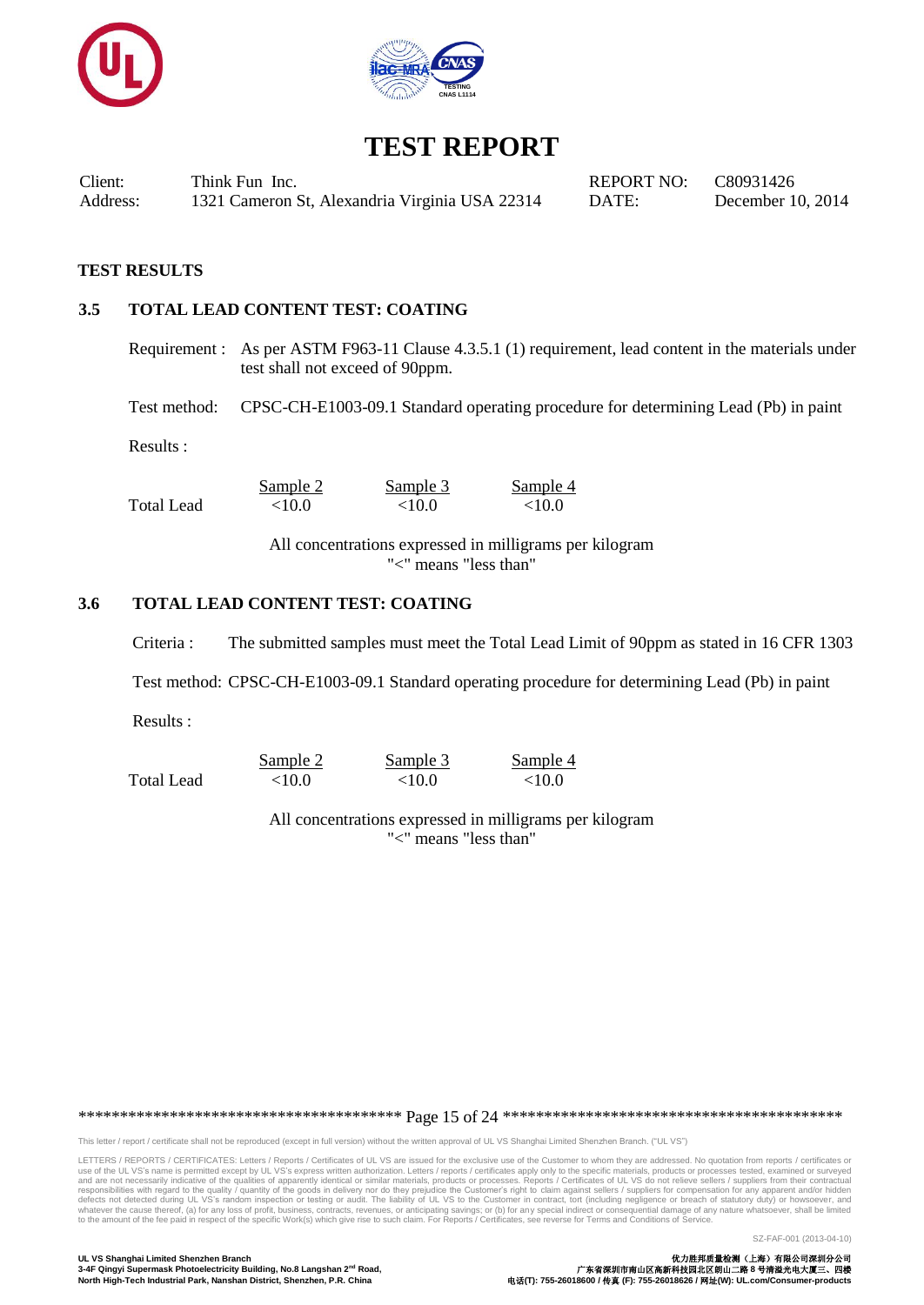# TEST REPORT

| | | | |
|---|---|---|---|
| Client: | Think Fun Inc. | REPORT NO: | C80931426 |
| Address: | 1321 Cameron St, Alexandria Virginia USA 22314 | DATE: | December 10, 2014 |

**TEST RESULTS**

## 3.5 TOTAL LEAD CONTENT TEST: COATING

Requirement : As per ASTM F963-11 Clause 4.3.5.1 (1) requirement, lead content in the materials under test shall not exceed of 90ppm.

Test method: CPSC-CH-E1003-09.1 Standard operating procedure for determining Lead (Pb) in paint

Results :

| | Sample 2 | Sample 3 | Sample 4 |
|---|---|---|---|
| Total Lead | <10.0 | <10.0 | <10.0 |

All concentrations expressed in milligrams per kilogram
"<" means "less than"

## 3.6 TOTAL LEAD CONTENT TEST: COATING

Criteria : The submitted samples must meet the Total Lead Limit of 90ppm as stated in 16 CFR 1303

Test method: CPSC-CH-E1003-09.1 Standard operating procedure for determining Lead (Pb) in paint

Results :

| | Sample 2 | Sample 3 | Sample 4 |
|---|---|---|---|
| Total Lead | <10.0 | <10.0 | <10.0 |

All concentrations expressed in milligrams per kilogram
"<" means "less than"

This letter / report / certificate shall not be reproduced (except in full version) without the written approval of UL VS Shanghai Limited Shenzhen Branch. ("UL VS")

LETTERS / REPORTS / CERTIFICATES: Letters / Reports / Certificates of UL VS are issued for the exclusive use of the Customer to whom they are addressed. No quotation from reports / certificates or use of the UL VS's name is permitted except by UL VS's express written authorization. Letters / reports / certificates apply only to the specific materials, products or processes tested, examined or surveyed and are not necessarily indicative of the qualities of apparently identical or similar materials, products or processes. Reports / Certificates of UL VS do not relieve sellers / suppliers from their contractual responsibilities with regard to the quality / quantity of the goods in delivery nor do they prejudice the Customer's right to claim against sellers / suppliers for compensation for any apparent and/or hidden defects not detected during UL VS's random inspection or testing or audit. The liability of UL VS to the Customer in contract, tort (including negligence or breach of statutory duty) or howsoever, and whatever the cause thereof, (a) for any loss of profit, business, contracts, revenues, or anticipating savings; or (b) for any special indirect or consequential damage of any nature whatsoever, shall be limited to the amount of the fee paid in respect of the specific Work(s) which give rise to such claim. For Reports / Certificates, see reverse for Terms and Conditions of Service.

SZ-FAF-001 (2013-04-10)

**UL VS Shanghai Limited Shenzhen Branch**
**3-4F Qingyi Supermask Photoelectricity Building, No.8 Langshan 2nd Road, North High-Tech Industrial Park, Nanshan District, Shenzhen, P.R. China**

**优力胜邦质量检测（上海）有限公司深圳分公司**
**广东省深圳市南山区高新科技园北区朗山二路8号清溢光电大厦三、四楼**
**电话(T): 755-26018600 / 传真 (F): 755-26018626 / 网址(W): UL.com/Consumer-products**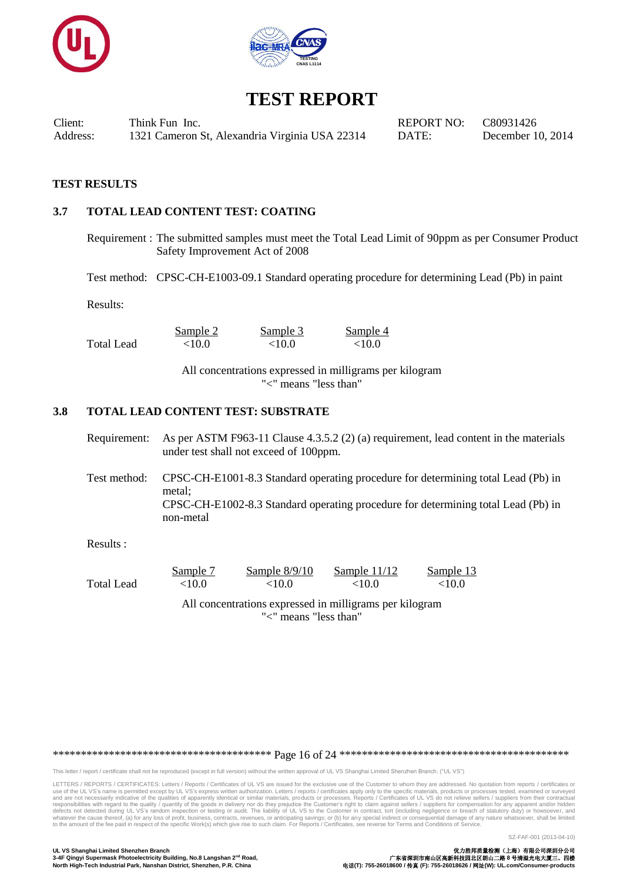# TEST REPORT

Client: Think Fun Inc.
Address: 1321 Cameron St, Alexandria Virginia USA 22314

REPORT NO: C80931426
DATE: December 10, 2014

**TEST RESULTS**

## 3.7 TOTAL LEAD CONTENT TEST: COATING

Requirement : The submitted samples must meet the Total Lead Limit of 90ppm as per Consumer Product Safety Improvement Act of 2008

Test method: CPSC-CH-E1003-09.1 Standard operating procedure for determining Lead (Pb) in paint

Results:

| | Sample 2 | Sample 3 | Sample 4 |
|---|---|---|---|
| Total Lead | <10.0 | <10.0 | <10.0 |

All concentrations expressed in milligrams per kilogram
"<" means "less than"

## 3.8 TOTAL LEAD CONTENT TEST: SUBSTRATE

Requirement: As per ASTM F963-11 Clause 4.3.5.2 (2) (a) requirement, lead content in the materials under test shall not exceed of 100ppm.

Test method: CPSC-CH-E1001-8.3 Standard operating procedure for determining total Lead (Pb) in metal;
CPSC-CH-E1002-8.3 Standard operating procedure for determining total Lead (Pb) in non-metal

Results :

| | Sample 7 | Sample 8/9/10 | Sample 11/12 | Sample 13 |
|---|---|---|---|---|
| Total Lead | <10.0 | <10.0 | <10.0 | <10.0 |

All concentrations expressed in milligrams per kilogram
"<" means "less than"

This letter / report / certificate shall not be reproduced (except in full version) without the written approval of UL VS Shanghai Limited Shenzhen Branch. ("UL VS")

LETTERS / REPORTS / CERTIFICATES: Letters / Reports / Certificates of UL VS are issued for the exclusive use of the Customer to whom they are addressed. No quotation from reports / certificates or use of the UL VS's name is permitted except by UL VS's express written authorization. Letters / reports / certificates apply only to the specific materials, products or processes tested, examined or surveyed and are not necessarily indicative of the qualities of apparently identical or similar materials, products or processes. Reports / Certificates of UL VS do not relieve sellers / suppliers from their contractual responsibilities with regard to the quality / quantity of the goods in delivery nor do they prejudice the Customer's right to claim against sellers / suppliers for compensation for any apparent and/or hidden defects not detected during UL VS's random inspection or testing or audit. The liability of UL VS to the Customer in contract, tort (including negligence or breach of statutory duty) or howsoever, and whatever the cause thereof, (a) for any loss of profit, business, contracts, revenues, or anticipating savings; or (b) for any special indirect or consequential damage of any nature whatsoever, shall be limited to the amount of the fee paid in respect of the specific Work(s) which give rise to such claim. For Reports / Certificates, see reverse for Terms and Conditions of Service.

SZ-FAF-001 (2013-04-10)

UL VS Shanghai Limited Shenzhen Branch
3-4F Qingyi Supermask Photoelectricity Building, No.8 Langshan 2nd Road,
North High-Tech Industrial Park, Nanshan District, Shenzhen, P.R. China

优力胜邦质量检测（上海）有限公司深圳分公司
广东省深圳市南山区高新科技园北区朗山二路 8 号清溢光电大厦三、四楼
电话(T): 755-26018600 / 传真 (F): 755-26018626 / 网址(W): UL.com/Consumer-products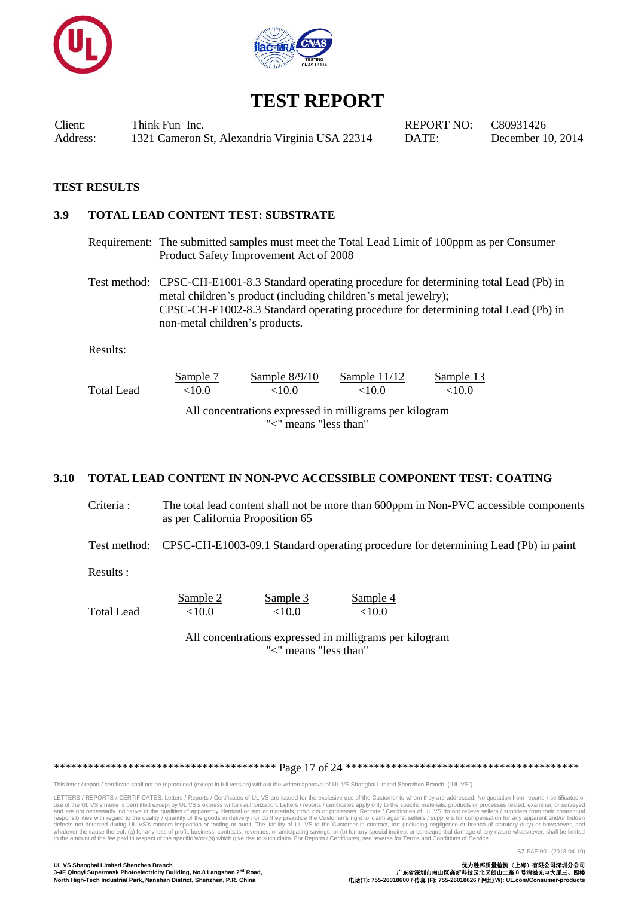# TEST REPORT

| | | | |
|---|---|---|---|
| Client: | Think Fun Inc. | REPORT NO: | C80931426 |
| Address: | 1321 Cameron St, Alexandria Virginia USA 22314 | DATE: | December 10, 2014 |

## TEST RESULTS

### 3.9 TOTAL LEAD CONTENT TEST: SUBSTRATE

Requirement: The submitted samples must meet the Total Lead Limit of 100ppm as per Consumer Product Safety Improvement Act of 2008

Test method: CPSC-CH-E1001-8.3 Standard operating procedure for determining total Lead (Pb) in metal children's product (including children's metal jewelry);
CPSC-CH-E1002-8.3 Standard operating procedure for determining total Lead (Pb) in non-metal children's products.

Results:

| | Sample 7 | Sample 8/9/10 | Sample 11/12 | Sample 13 |
|---|---|---|---|---|
| Total Lead | <10.0 | <10.0 | <10.0 | <10.0 |

All concentrations expressed in milligrams per kilogram
"<" means "less than"

### 3.10 TOTAL LEAD CONTENT IN NON-PVC ACCESSIBLE COMPONENT TEST: COATING

Criteria : The total lead content shall not be more than 600ppm in Non-PVC accessible components as per California Proposition 65

Test method: CPSC-CH-E1003-09.1 Standard operating procedure for determining Lead (Pb) in paint

Results :

| | Sample 2 | Sample 3 | Sample 4 |
|---|---|---|---|
| Total Lead | <10.0 | <10.0 | <10.0 |

All concentrations expressed in milligrams per kilogram
"<" means "less than"

This letter / report / certificate shall not be reproduced (except in full version) without the written approval of UL VS Shanghai Limited Shenzhen Branch. ("UL VS")

LETTERS / REPORTS / CERTIFICATES: Letters / Reports / Certificates of UL VS are issued for the exclusive use of the Customer to whom they are addressed. No quotation from reports / certificates or use of the UL VS's name is permitted except by UL VS's express written authorization. Letters / reports / certificates apply only to the specific materials, products or processes tested, examined or surveyed and are not necessarily indicative of the qualities of apparently identical or similar materials, products or processes. Reports / Certificates of UL VS do not relieve sellers / suppliers from their contractual responsibilities with regard to the quality / quantity of the goods in delivery nor do they prejudice the Customer's right to claim against sellers / suppliers for compensation for any apparent and/or hidden defects not detected during UL VS's random inspection or testing or audit. The liability of UL VS to the Customer in contract, tort (including negligence or breach of statutory duty) or howsoever, and whatever the cause thereof, (a) for any loss of profit, business, contracts, revenues, or anticipating savings; or (b) for any special indirect or consequential damage of any nature whatsoever, shall be limited to the amount of the fee paid in respect of the specific Work(s) which give rise to such claim. For Reports / Certificates, see reverse for Terms and Conditions of Service.

SZ-FAF-001 (2013-04-10)

UL VS Shanghai Limited Shenzhen Branch
3-4F Qingyi Supermask Photoelectricity Building, No.8 Langshan 2nd Road, North High-Tech Industrial Park, Nanshan District, Shenzhen, P.R. China

优力胜邦质量检测（上海）有限公司深圳分公司
广东省深圳市南山区高新科技园北区朗山二路 8 号清溢光电大厦三、四楼
电话(T): 755-26018600 / 传真 (F): 755-26018626 / 网址(W): UL.com/Consumer-products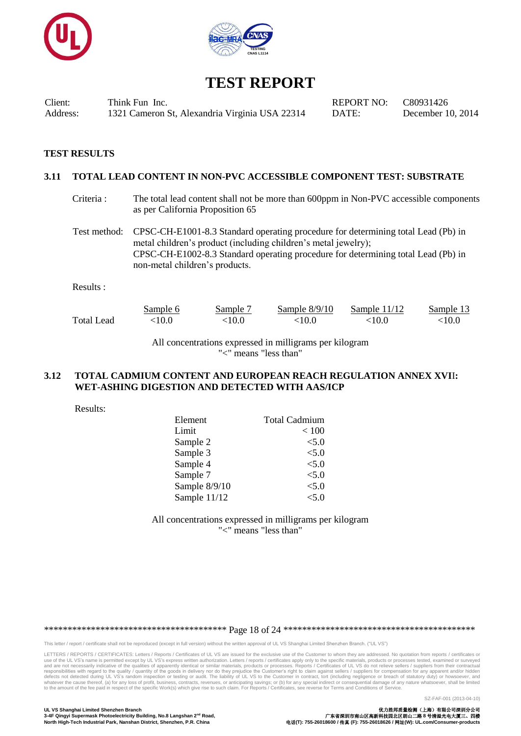# TEST REPORT

| Client: | Think Fun Inc. | REPORT NO: | C80931426 |
|---|---|---|---|
| Address: | 1321 Cameron St, Alexandria Virginia USA 22314 | DATE: | December 10, 2014 |

**TEST RESULTS**

### 3.11 TOTAL LEAD CONTENT IN NON-PVC ACCESSIBLE COMPONENT TEST: SUBSTRATE

Criteria : The total lead content shall not be more than 600ppm in Non-PVC accessible components as per California Proposition 65

Test method: CPSC-CH-E1001-8.3 Standard operating procedure for determining total Lead (Pb) in metal children's product (including children's metal jewelry);
CPSC-CH-E1002-8.3 Standard operating procedure for determining total Lead (Pb) in non-metal children's products.

Results :

| | Sample 6 | Sample 7 | Sample 8/9/10 | Sample 11/12 | Sample 13 |
|---|---|---|---|---|---|
| Total Lead | <10.0 | <10.0 | <10.0 | <10.0 | <10.0 |

All concentrations expressed in milligrams per kilogram
"<" means "less than"

### 3.12 TOTAL CADMIUM CONTENT AND EUROPEAN REACH REGULATION ANNEX XVII: WET-ASHING DIGESTION AND DETECTED WITH AAS/ICP

Results:

| Element | Total Cadmium |
|---|---|
| Limit | < 100 |
| Sample 2 | <5.0 |
| Sample 3 | <5.0 |
| Sample 4 | <5.0 |
| Sample 7 | <5.0 |
| Sample 8/9/10 | <5.0 |
| Sample 11/12 | <5.0 |

All concentrations expressed in milligrams per kilogram
"<" means "less than"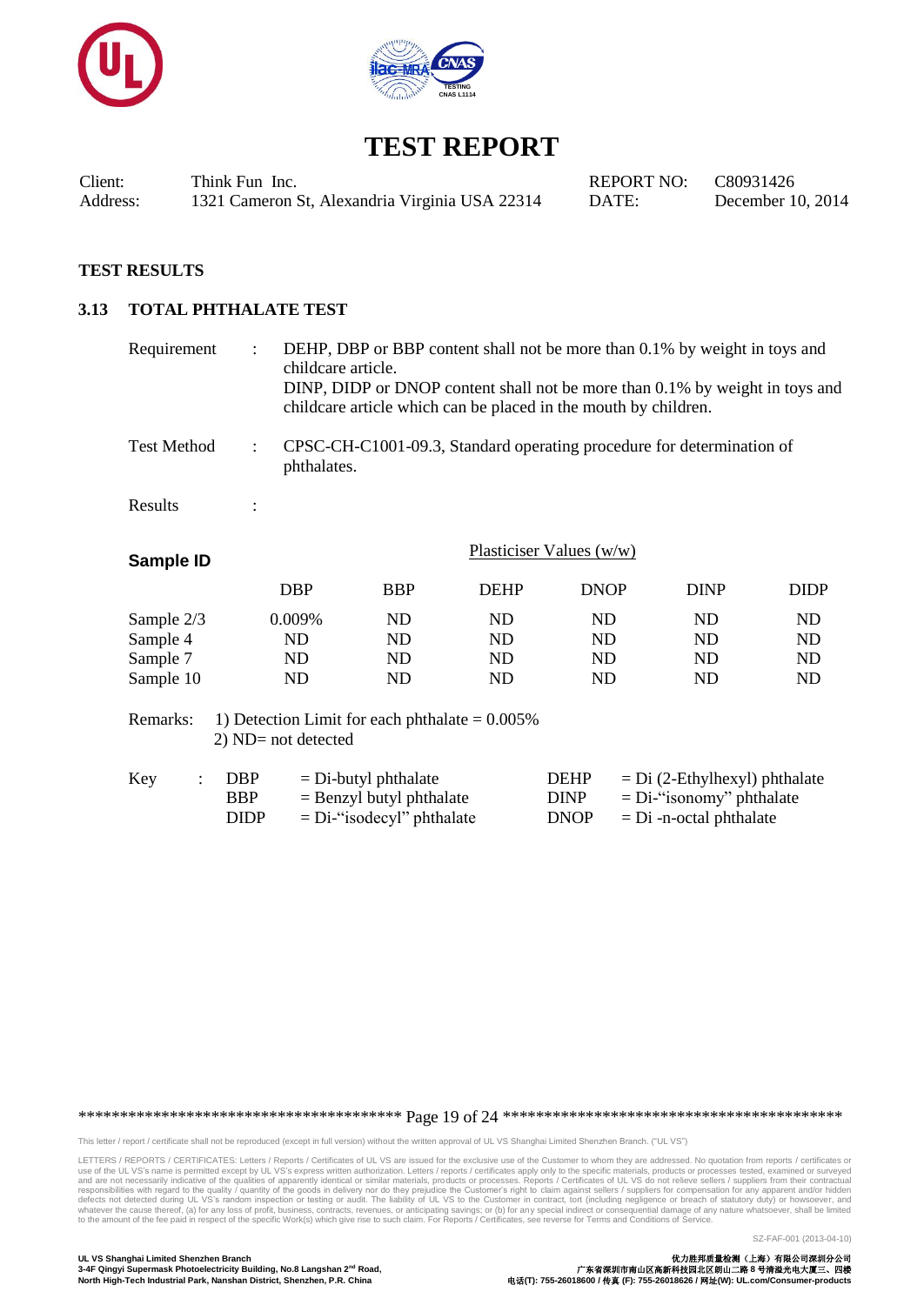# TEST REPORT

| Client: | Think Fun Inc. | REPORT NO: | C80931426 |
|---|---|---|---|
| Address: | 1321 Cameron St, Alexandria Virginia USA 22314 | DATE: | December 10, 2014 |

**TEST RESULTS**

## 3.13 TOTAL PHTHALATE TEST

Requirement : DEHP, DBP or BBP content shall not be more than 0.1% by weight in toys and childcare article.
DINP, DIDP or DNOP content shall not be more than 0.1% by weight in toys and childcare article which can be placed in the mouth by children.

Test Method : CPSC-CH-C1001-09.3, Standard operating procedure for determination of phthalates.

Results :

| **Sample ID** | Plasticiser Values (w/w) | | | | | |
|---|---|---|---|---|---|---|
| | DBP | BBP | DEHP | DNOP | DINP | DIDP |
| Sample 2/3 | 0.009% | ND | ND | ND | ND | ND |
| Sample 4 | ND | ND | ND | ND | ND | ND |
| Sample 7 | ND | ND | ND | ND | ND | ND |
| Sample 10 | ND | ND | ND | ND | ND | ND |

Remarks: 1) Detection Limit for each phthalate = 0.005%
2) ND= not detected

Key :

| | | | |
|---|---|---|---|
| DBP | = Di-butyl phthalate | DEHP | = Di (2-Ethylhexyl) phthalate |
| BBP | = Benzyl butyl phthalate | DINP | = Di-"isonomy" phthalate |
| DIDP | = Di-"isodecyl" phthalate | DNOP | = Di -n-octal phthalate |

This letter / report / certificate shall not be reproduced (except in full version) without the written approval of UL VS Shanghai Limited Shenzhen Branch. ("UL VS")

LETTERS / REPORTS / CERTIFICATES: Letters / Reports / Certificates of UL VS are issued for the exclusive use of the Customer to whom they are addressed. No quotation from reports / certificates or use of the UL VS's name is permitted except by UL VS's express written authorization. Letters / reports / certificates apply only to the specific materials, products or processes tested, examined or surveyed and are not necessarily indicative of the qualities of apparently identical or similar materials, products or processes. Reports / Certificates of UL VS do not relieve sellers / suppliers from their contractual responsibilities with regard to the quality / quantity of the goods in delivery nor do they prejudice the Customer's right to claim against sellers / suppliers for compensation for any apparent and/or hidden defects not detected during UL VS's random inspection or testing or audit. The liability of UL VS to the Customer in contract, tort (including negligence or breach of statutory duty) or howsoever, and whatever the cause thereof, (a) for any loss of profit, business, contracts, revenues, or anticipating savings; or (b) for any special indirect or consequential damage of any nature whatsoever, shall be limited to the amount of the fee paid in respect of the specific Work(s) which give rise to such claim. For Reports / Certificates, see reverse for Terms and Conditions of Service.

SZ-FAF-001 (2013-04-10)

**UL VS Shanghai Limited Shenzhen Branch**
**3-4F Qingyi Supermask Photoelectricity Building, No.8 Langshan 2nd Road,**
**North High-Tech Industrial Park, Nanshan District, Shenzhen, P.R. China**

**优力胜邦质量检测（上海）有限公司深圳分公司**
**广东省深圳市南山区高新科技园北区朗山二路 8 号清溢光电大厦三、四楼**
**电话(T): 755-26018600 / 传真 (F): 755-26018626 / 网址(W): UL.com/Consumer-products**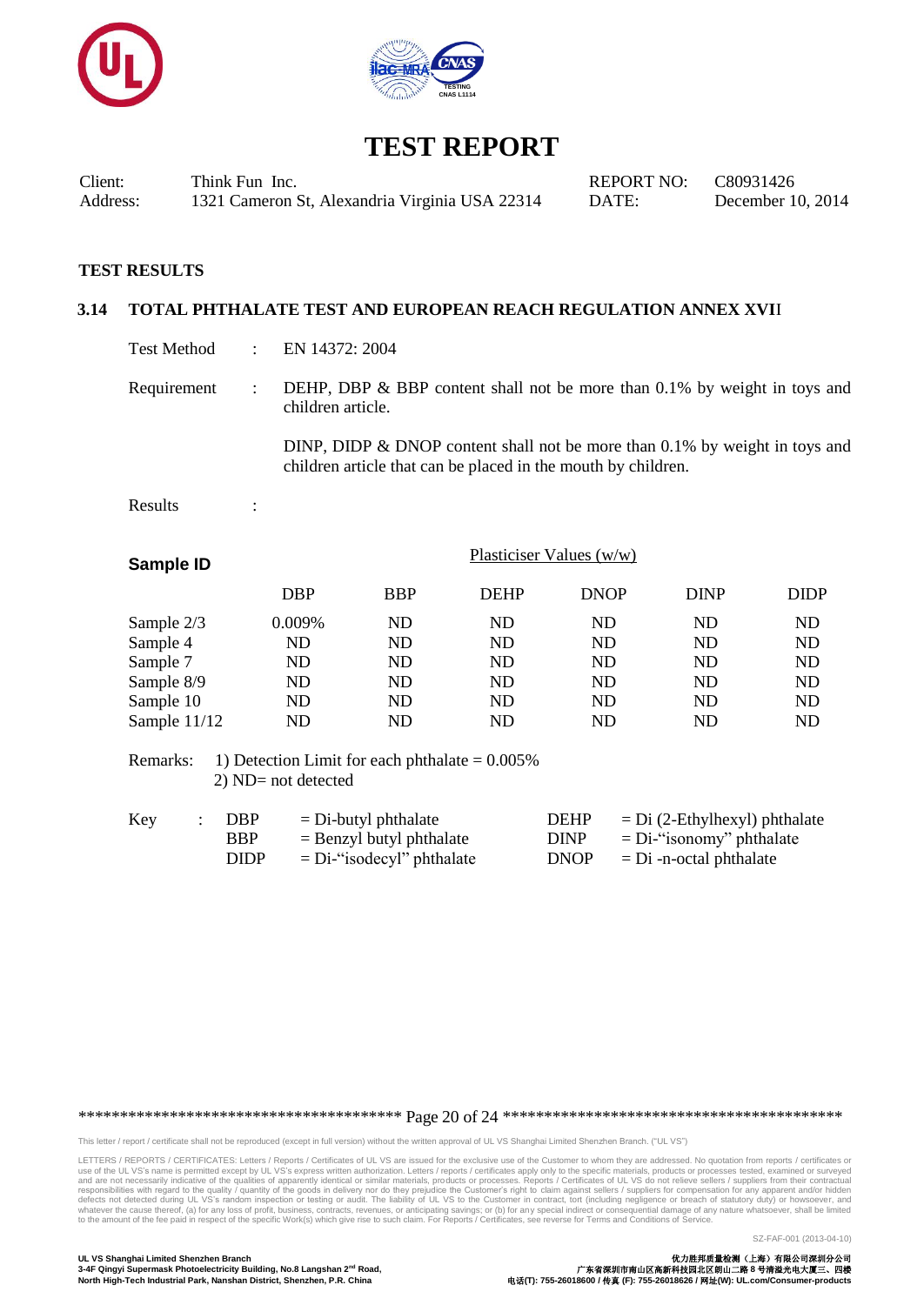# TEST REPORT

| Client: | Think Fun Inc. | REPORT NO: | C80931426 |
|---|---|---|---|
| Address: | 1321 Cameron St, Alexandria Virginia USA 22314 | DATE: | December 10, 2014 |

**TEST RESULTS**

## 3.14 TOTAL PHTHALATE TEST AND EUROPEAN REACH REGULATION ANNEX XVII

Test Method : EN 14372: 2004

Requirement : DEHP, DBP & BBP content shall not be more than 0.1% by weight in toys and children article.

DINP, DIDP & DNOP content shall not be more than 0.1% by weight in toys and children article that can be placed in the mouth by children.

Results :

| Sample ID | Plasticiser Values (w/w) | | | | | |
|---|---|---|---|---|---|---|
| | DBP | BBP | DEHP | DNOP | DINP | DIDP |
| Sample 2/3 | 0.009% | ND | ND | ND | ND | ND |
| Sample 4 | ND | ND | ND | ND | ND | ND |
| Sample 7 | ND | ND | ND | ND | ND | ND |
| Sample 8/9 | ND | ND | ND | ND | ND | ND |
| Sample 10 | ND | ND | ND | ND | ND | ND |
| Sample 11/12 | ND | ND | ND | ND | ND | ND |

Remarks: 1) Detection Limit for each phthalate = 0.005%
2) ND= not detected

Key :
- DBP = Di-butyl phthalate
- BBP = Benzyl butyl phthalate
- DIDP = Di-"isodecyl" phthalate
- DEHP = Di (2-Ethylhexyl) phthalate
- DINP = Di-"isonomy" phthalate
- DNOP = Di -n-octal phthalate

This letter / report / certificate shall not be reproduced (except in full version) without the written approval of UL VS Shanghai Limited Shenzhen Branch. ("UL VS")

LETTERS / REPORTS / CERTIFICATES: Letters / Reports / Certificates of UL VS are issued for the exclusive use of the Customer to whom they are addressed. No quotation from reports / certificates or use of the UL VS's name is permitted except by UL VS's express written authorization. Letters / reports / certificates apply only to the specific materials, products or processes tested, examined or surveyed and are not necessarily indicative of the qualities of apparently identical or similar materials, products or processes. Reports / Certificates of UL VS do not relieve sellers / suppliers from their contractual responsibilities with regard to the quality / quantity of the goods in delivery nor do they prejudice the Customer's right to claim against sellers / suppliers for compensation for any apparent and/or hidden defects not detected during UL VS's random inspection or testing or audit. The liability of UL VS to the Customer in contract, tort (including negligence or breach of statutory duty) or howsoever, and whatever the cause thereof, (a) for any loss of profit, business, contracts, revenues, or anticipating savings; or (b) for any special indirect or consequential damage of any nature whatsoever, shall be limited to the amount of the fee paid in respect of the specific Work(s) which give rise to such claim. For Reports / Certificates, see reverse for Terms and Conditions of Service.

SZ-FAF-001 (2013-04-10)

UL VS Shanghai Limited Shenzhen Branch
3-4F Qingyi Supermask Photoelectricity Building, No.8 Langshan 2nd Road,
North High-Tech Industrial Park, Nanshan District, Shenzhen, P.R. China

优力胜邦质量检测（上海）有限公司深圳分公司
广东省深圳市南山区高新科技园北区朗山二路 8 号清溢光电大厦三、四楼
电话(T): 755-26018600 / 传真 (F): 755-26018626 / 网址(W): UL.com/Consumer-products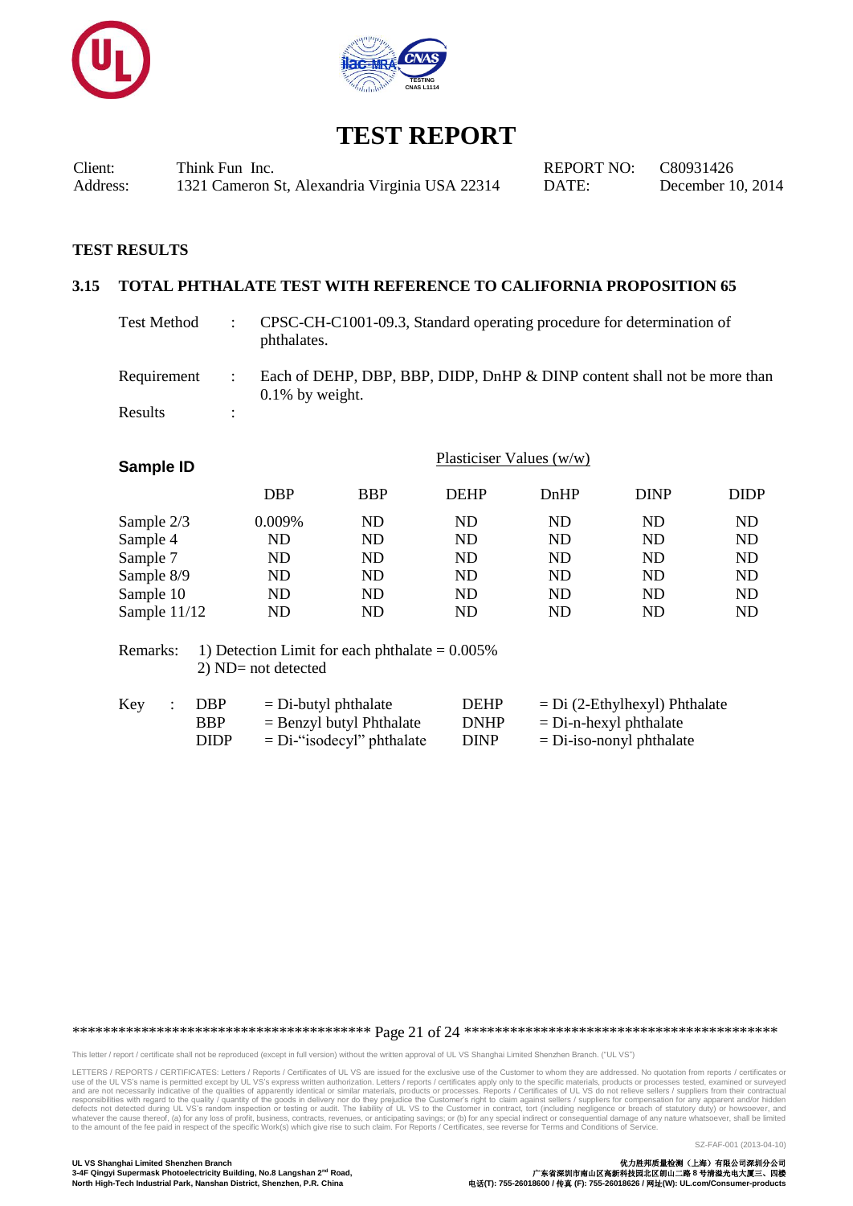# TEST REPORT

| Client: | Think Fun Inc. | REPORT NO: | C80931426 |
|---|---|---|---|
| Address: | 1321 Cameron St, Alexandria Virginia USA 22314 | DATE: | December 10, 2014 |

**TEST RESULTS**

## 3.15 TOTAL PHTHALATE TEST WITH REFERENCE TO CALIFORNIA PROPOSITION 65

Test Method : CPSC-CH-C1001-09.3, Standard operating procedure for determination of phthalates.

Requirement : Each of DEHP, DBP, BBP, DIDP, DnHP & DINP content shall not be more than 0.1% by weight.

Results :

| **Sample ID** | Plasticiser Values (w/w) | | | | | |
|---|---|---|---|---|---|---|
| | DBP | BBP | DEHP | DnHP | DINP | DIDP |
| Sample 2/3 | 0.009% | ND | ND | ND | ND | ND |
| Sample 4 | ND | ND | ND | ND | ND | ND |
| Sample 7 | ND | ND | ND | ND | ND | ND |
| Sample 8/9 | ND | ND | ND | ND | ND | ND |
| Sample 10 | ND | ND | ND | ND | ND | ND |
| Sample 11/12 | ND | ND | ND | ND | ND | ND |

Remarks: 1) Detection Limit for each phthalate = 0.005%
2) ND= not detected

Key :

| | | | |
|---|---|---|---|
| DBP | = Di-butyl phthalate | DEHP | = Di (2-Ethylhexyl) Phthalate |
| BBP | = Benzyl butyl Phthalate | DNHP | = Di-n-hexyl phthalate |
| DIDP | = Di-"isodecyl" phthalate | DINP | = Di-iso-nonyl phthalate |

This letter / report / certificate shall not be reproduced (except in full version) without the written approval of UL VS Shanghai Limited Shenzhen Branch. ("UL VS")

LETTERS / REPORTS / CERTIFICATES: Letters / Reports / Certificates of UL VS are issued for the exclusive use of the Customer to whom they are addressed. No quotation from reports / certificates or use of the UL VS's name is permitted except by UL VS's express written authorization. Letters / reports / certificates apply only to the specific materials, products or processes tested, examined or surveyed and are not necessarily indicative of the qualities of apparently identical or similar materials, products or processes. Reports / Certificates of UL VS do not relieve sellers / suppliers from their contractual responsibilities with regard to the quality / quantity of the goods in delivery nor do they prejudice the Customer's right to claim against sellers / suppliers for compensation for any apparent and/or hidden defects not detected during UL VS's random inspection or testing or audit. The liability of UL VS to the Customer in contract, tort (including negligence or breach of statutory duty) or howsoever, and whatever the cause thereof, (a) for any loss of profit, business, contracts, revenues, or anticipating savings; or (b) for any special indirect or consequential damage of any nature whatsoever, shall be limited to the amount of the fee paid in respect of the specific Work(s) which give rise to such claim. For Reports / Certificates, see reverse for Terms and Conditions of Service.

SZ-FAF-001 (2013-04-10)

**UL VS Shanghai Limited Shenzhen Branch**
**3-4F Qingyi Supermask Photoelectricity Building, No.8 Langshan 2nd Road, North High-Tech Industrial Park, Nanshan District, Shenzhen, P.R. China**

**优力胜邦质量检测（上海）有限公司深圳分公司**
**广东省深圳市南山区高新科技园北区朗山二路 8 号清溢光电大厦三、四楼**
**电话(T): 755-26018600 / 传真 (F): 755-26018626 / 网址(W): UL.com/Consumer-products**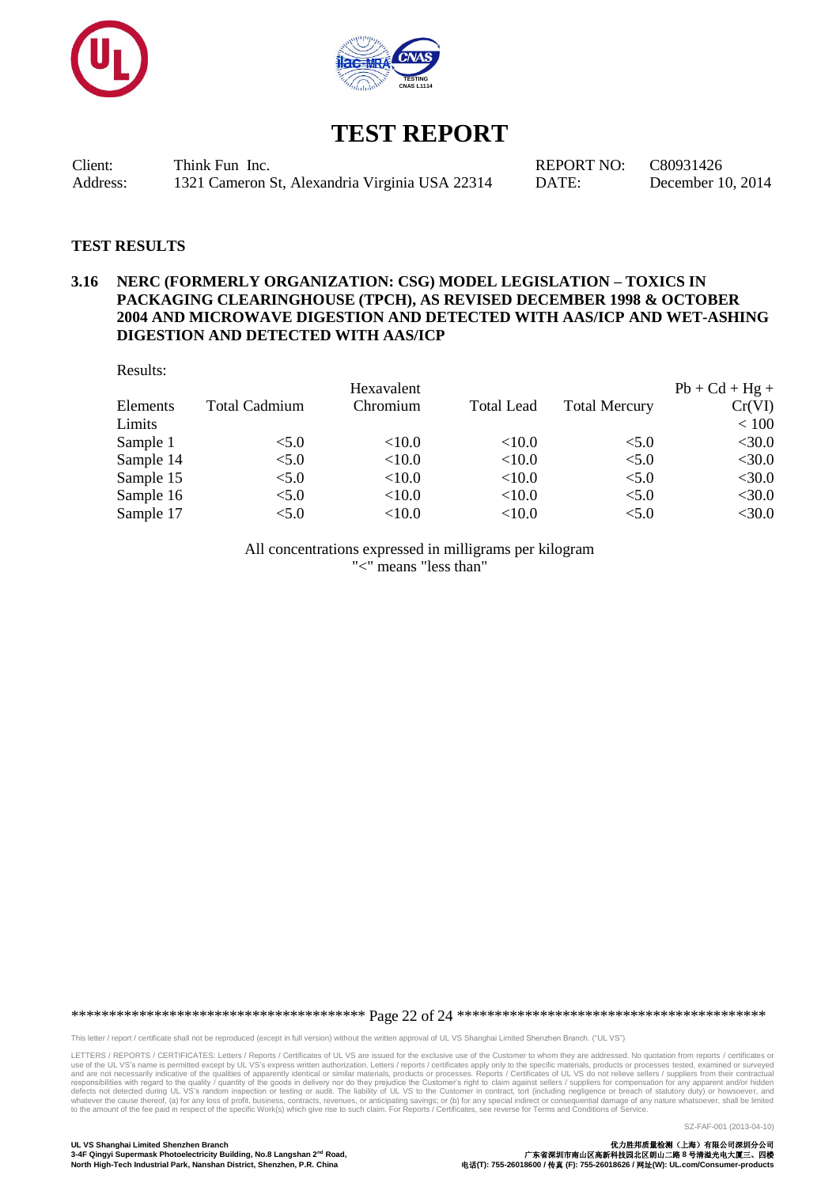# TEST REPORT

| | | | |
|---|---|---|---|
| Client: | Think Fun Inc. | REPORT NO: | C80931426 |
| Address: | 1321 Cameron St, Alexandria Virginia USA 22314 | DATE: | December 10, 2014 |

**TEST RESULTS**

### 3.16 NERC (FORMERLY ORGANIZATION: CSG) MODEL LEGISLATION – TOXICS IN PACKAGING CLEARINGHOUSE (TPCH), AS REVISED DECEMBER 1998 & OCTOBER 2004 AND MICROWAVE DIGESTION AND DETECTED WITH AAS/ICP AND WET-ASHING DIGESTION AND DETECTED WITH AAS/ICP

Results:

| Elements | Total Cadmium | Hexavalent Chromium | Total Lead | Total Mercury | Pb + Cd + Hg + Cr(VI) |
|---|---|---|---|---|---|
| Limits | | | | | < 100 |
| Sample 1 | <5.0 | <10.0 | <10.0 | <5.0 | <30.0 |
| Sample 14 | <5.0 | <10.0 | <10.0 | <5.0 | <30.0 |
| Sample 15 | <5.0 | <10.0 | <10.0 | <5.0 | <30.0 |
| Sample 16 | <5.0 | <10.0 | <10.0 | <5.0 | <30.0 |
| Sample 17 | <5.0 | <10.0 | <10.0 | <5.0 | <30.0 |

All concentrations expressed in milligrams per kilogram
"<" means "less than"

This letter / report / certificate shall not be reproduced (except in full version) without the written approval of UL VS Shanghai Limited Shenzhen Branch. ("UL VS")

LETTERS / REPORTS / CERTIFICATES: Letters / Reports / Certificates of UL VS are issued for the exclusive use of the Customer to whom they are addressed. No quotation from reports / certificates or use of the UL VS's name is permitted except by UL VS's express written authorization. Letters / reports / certificates apply only to the specific materials, products or processes tested, examined or surveyed and are not necessarily indicative of the qualities of apparently identical or similar materials, products or processes. Reports / Certificates of UL VS do not relieve sellers / suppliers from their contractual responsibilities with regard to the quality / quantity of the goods in delivery nor do they prejudice the Customer's right to claim against sellers / suppliers for compensation for any apparent and/or hidden defects not detected during UL VS's random inspection or testing or audit. The liability of UL VS to the Customer in contract, tort (including negligence or breach of statutory duty) or howsoever, and whatever the cause thereof, (a) for any loss of profit, business, contracts, revenues, or anticipating savings; or (b) for any special indirect or consequential damage of any nature whatsoever, shall be limited to the amount of the fee paid in respect of the specific Work(s) which give rise to such claim. For Reports / Certificates, see reverse for Terms and Conditions of Service.

SZ-FAF-001 (2013-04-10)

**UL VS Shanghai Limited Shenzhen Branch**
**3-4F Qingyi Supermask Photoelectricity Building, No.8 Langshan 2nd Road, North High-Tech Industrial Park, Nanshan District, Shenzhen, P.R. China**

**优力胜邦质量检测（上海）有限公司深圳分公司**
**广东省深圳市南山区高新科技园北区朗山二路 8 号清溢光电大厦三、四楼**
**电话(T): 755-26018600 / 传真 (F): 755-26018626 / 网址(W): UL.com/Consumer-products**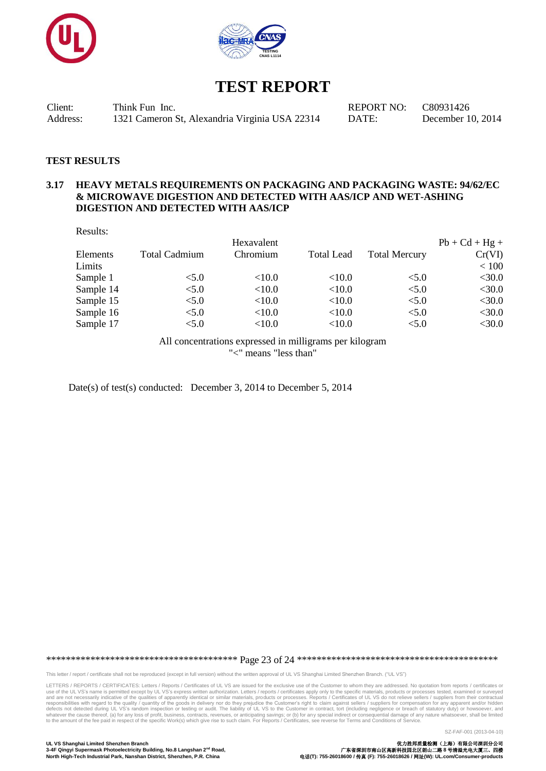# TEST REPORT

| Client: | Think Fun Inc. | REPORT NO: | C80931426 |
|---|---|---|---|
| Address: | 1321 Cameron St, Alexandria Virginia USA 22314 | DATE: | December 10, 2014 |

**TEST RESULTS**

**3.17 HEAVY METALS REQUIREMENTS ON PACKAGING AND PACKAGING WASTE: 94/62/EC & MICROWAVE DIGESTION AND DETECTED WITH AAS/ICP AND WET-ASHING DIGESTION AND DETECTED WITH AAS/ICP**

Results:

| Elements | Total Cadmium | Hexavalent Chromium | Total Lead | Total Mercury | Pb + Cd + Hg + Cr(VI) |
|---|---|---|---|---|---|
| Limits | | | | | < 100 |
| Sample 1 | <5.0 | <10.0 | <10.0 | <5.0 | <30.0 |
| Sample 14 | <5.0 | <10.0 | <10.0 | <5.0 | <30.0 |
| Sample 15 | <5.0 | <10.0 | <10.0 | <5.0 | <30.0 |
| Sample 16 | <5.0 | <10.0 | <10.0 | <5.0 | <30.0 |
| Sample 17 | <5.0 | <10.0 | <10.0 | <5.0 | <30.0 |

All concentrations expressed in milligrams per kilogram
"<" means "less than"

Date(s) of test(s) conducted: December 3, 2014 to December 5, 2014

This letter / report / certificate shall not be reproduced (except in full version) without the written approval of UL VS Shanghai Limited Shenzhen Branch. ("UL VS")

LETTERS / REPORTS / CERTIFICATES: Letters / Reports / Certificates of UL VS are issued for the exclusive use of the Customer to whom they are addressed. No quotation from reports / certificates or use of the UL VS's name is permitted except by UL VS's express written authorization. Letters / reports / certificates apply only to the specific materials, products or processes tested, examined or surveyed and are not necessarily indicative of the qualities of apparently identical or similar materials, products or processes. Reports / Certificates of UL VS do not relieve sellers / suppliers from their contractual responsibilities with regard to the quality / quantity of the goods in delivery nor do they prejudice the Customer's right to claim against sellers / suppliers for compensation for any apparent and/or hidden defects not detected during UL VS's random inspection or testing or audit. The liability of UL VS to the Customer in contract, tort (including negligence or breach of statutory duty) or howsoever, and whatever the cause thereof, (a) for any loss of profit, business, contracts, revenues, or anticipating savings; or (b) for any special indirect or consequential damage of any nature whatsoever, shall be limited to the amount of the fee paid in respect of the specific Work(s) which give rise to such claim. For Reports / Certificates, see reverse for Terms and Conditions of Service.

SZ-FAF-001 (2013-04-10)

**UL VS Shanghai Limited Shenzhen Branch**
**3-4F Qingyi Supermask Photoelectricity Building, No.8 Langshan 2nd Road, North High-Tech Industrial Park, Nanshan District, Shenzhen, P.R. China**

**优力胜邦质量检测（上海）有限公司深圳分公司**
**广东省深圳市南山区高新科技园北区朗山二路 8 号清溢光电大厦三、四楼**
**电话(T): 755-26018600 / 传真 (F): 755-26018626 / 网址(W): UL.com/Consumer-products**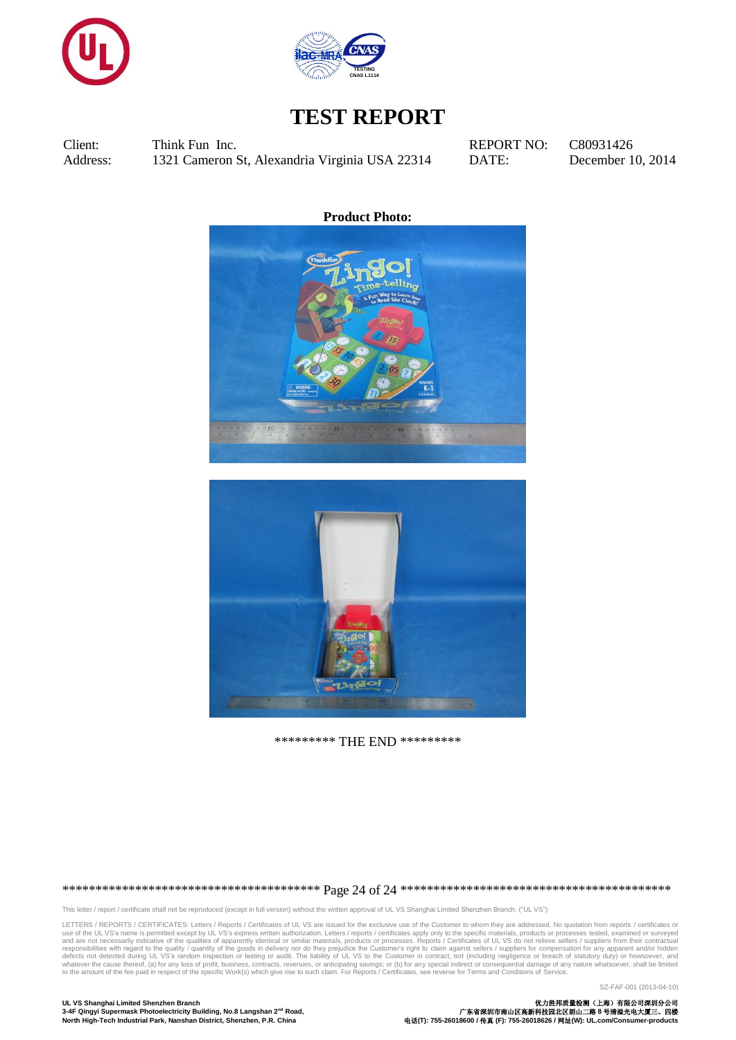# TEST REPORT

| | | | |
|---|---|---|---|
| Client: | Think Fun Inc. | REPORT NO: | C80931426 |
| Address: | 1321 Cameron St, Alexandria Virginia USA 22314 | DATE: | December 10, 2014 |

**Product Photo:**

********* THE END *********

This letter / report / certificate shall not be reproduced (except in full version) without the written approval of UL VS Shanghai Limited Shenzhen Branch. ("UL VS")

LETTERS / REPORTS / CERTIFICATES: Letters / Reports / Certificates of UL VS are issued for the exclusive use of the Customer to whom they are addressed. No quotation from reports / certificates or use of the UL VS's name is permitted except by UL VS's express written authorization. Letters / reports / certificates apply only to the specific materials, products or processes tested, examined or surveyed and are not necessarily indicative of the qualities of apparently identical or similar materials, products or processes. Reports / Certificates of UL VS do not relieve sellers / suppliers from their contractual responsibilities with regard to the quality / quantity of the goods in delivery nor do they prejudice the Customer's right to claim against sellers / suppliers for compensation for any apparent and/or hidden defects not detected during UL VS's random inspection or testing or audit. The liability of UL VS to the Customer in contract, tort (including negligence or breach of statutory duty) or howsoever, and whatever the cause thereof, (a) for any loss of profit, business, contracts, revenues, or anticipating savings; or (b) for any special indirect or consequential damage of any nature whatsoever, shall be limited to the amount of the fee paid in respect of the specific Work(s) which give rise to such claim. For Reports / Certificates, see reverse for Terms and Conditions of Service.

SZ-FAF-001 (2013-04-10)

**UL VS Shanghai Limited Shenzhen Branch**
**3-4F Qingyi Supermask Photoelectricity Building, No.8 Langshan 2nd Road, North High-Tech Industrial Park, Nanshan District, Shenzhen, P.R. China**

**优力胜邦质量检测（上海）有限公司深圳分公司**
**广东省深圳市南山区高新科技园北区朗山二路 8 号清溢光电大厦三、四楼**
**电话(T): 755-26018600 / 传真 (F): 755-26018626 / 网址(W): UL.com/Consumer-products**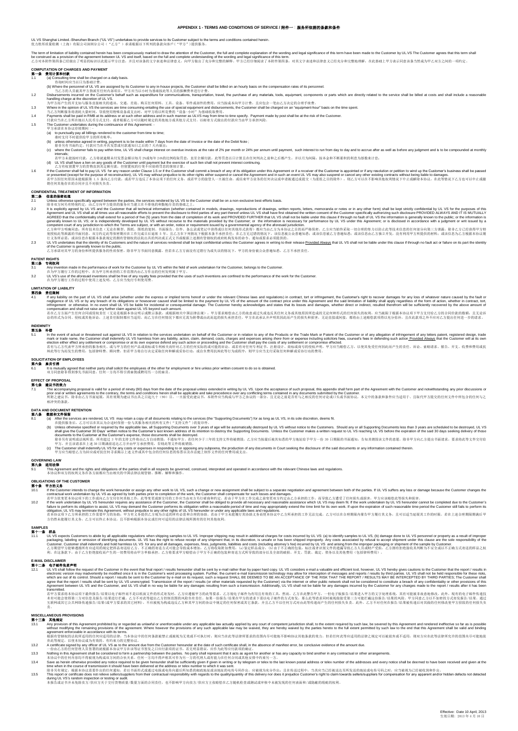# APPENDIX 1 - TERMS AND CONDITIONS OF SERVICE / 附件一：服务所依据的条款和条件

UL VS Shanghai Limited.-Shenzhen Branch ("UL VS") undertakes to provide services to its Customer subject to the terms and conditions contained herein.
优力胜邦质量检测（上海）有限公司深圳分公司（"乙方"）承诺根据以下所列的条款向客户（"甲方"）提供服务。

The term of limitation of liability contained herein has been conspicuously marked to draw the attention of the Customer, the full and complete explanation of the wording and legal significance of this term has been made to the Customer by UL.VS The Customer agrees that this term shall be construed as a provision of the agreement between UL VS and itself, based on the full and complete understanding of the wording and legal significance of this term.
乙方对本附件第四条已经提出了明显的标识以此提示甲方注意，并且对该条的文字表述和法律意义，向甲方做出了充分和完整的解释。甲方已经仔细阅读了本附件第四条，对该条文字表述和法律意义已经充分和完整地理解，在此基础上甲方表示同意该条当然成为甲乙双方之间的一项约定。

## COMPUTATION OF CHARGES AND PAYMENT
## 第一条　费用计算和付款

1.1 (a) Consulting time shall be charged on a daily basis.
咨询时间应当以日为基础计费。
(b) Where the personnel of UL VS are assigned by its Customer to any in-house projects, the Customer shall be billed on an hourly basis on the compensation rates of its personnel.
当乙方的人员被其甲方指派至任何内部项目，甲方应当以小时为基础按此等人员的报酬费率进行计费。

1.2 Disbursements incurred on the Customer's behalf such as expenditure for communications, transportation, travel, the purchase of any materials, tools, equipment, components or parts which are directly related to the service shall be billed at costs and shall include a reasonable handling charge at the discretion of UL VS.
为甲方而产生的开支如与服务直接相关的通讯、交通、差旅、购买任何原料、工具、设备、零件或部件的费用，应当按成本向甲方计费，且应包含一笔由乙方决定的合理手续费。

1.3 Where in the opinion of UL VS the services are time consuming entailing the use of special equipment and disbursements, the Customer shall be charged on an "equipment-hour" basis on the time spent.
当乙方判断服务将消耗大量时间，导致使用特殊设备或支出时，对甲方将以所花费的"设备-小时"为基础收取费用。

1.4 Payments shall be paid in RMB at its address or at such other address and in such manner as UL VS may from time to time specify. Payment made by post shall be at the risk of the Customer.
付款应当在乙方所在地以人民币方式支付，或者根据乙方可以随时规定的其他地方或其他方式支付。以邮寄方式做出的付款应当由甲方承担风险。

1.5 The Customer undertakes during the continuance of this Agreement: -
甲方承诺在本协议存续期间：-
(a) to punctually pay all billings rendered to the customer from time to time;
准时支付不时提供给甲方的所有账单；
(b) unless otherwise agreed in writing, payment is to be made within 7 days from the date of Invoice or the date of the Debit Note ;
除非另有书面约定，付款应当在开具发票或付款通知日之后的 7 天内做出；
(c) where the Customer fails to pay within time, UL VS shall charge interest on overdue invoices at the rate of 2% per month or 24% per annum until payment, such interest to run from day to day and to accrue after as well as before any judgment and is to be compounded at monthly intervals;
若甲方未能按时付款，乙方将就逾期未付发票金额以每月 2%或每年 24%的比例收取罚息，直至全额付款，此等罚息以日计算且在任何判决之前和之后都产生，并以月为间隔，按本金和不断累积的利息为基数来计息；
(d) UL VS shall have a lien on any goods of the Customer until payment but the exercise of such lien shall not prevent interest continuing.
乙方有权留置甲方的货物直到其足额付款，但留置权的行使不应妨碍罚息的继续计算。

1.6 If the Customer shall fail to pay UL VS for any reason under Clause 1.5 or if the Customer shall commit a breach of any of its obligation under this Agreement or if a receiver of the Customer is appointed or if any resolution or petition to wind up the Customer's business shall be passed or presented (except for the purpose of reconstruction), UL VS may without prejudice to its other rights either suspend or cancel any other existing contracts without being liable to damages.
若甲方因任何原因未能根据第 1.5 条向乙方付款，或者甲方违反了本协议项下的任何义务，或者甲方的接管人已被任命，或结束甲方业务的任何决议或申请被通过或提交（为重组之目的除外），则乙方可以在不影响其他权利情况下中止或解除本协议，在此等情况下乙方也可以中止或撤销任何其他存在的合同并且不对损失负责。

## CONFIDENTIAL TREATMENT OF INFORMATION
## 第二条　信息的保密处理

2.1 Unless otherwise specifically agreed between the parties, the services rendered by UL VS to the Customer shall be on a non-exclusive best-efforts basis.
除非双方另行特别约定，由乙方向甲方提供的服务应当建立在不排他的和勤勉尽责的基础之上。

2.2 It is explicitly agreed by UL VS and the Customer that all technical information (whether contained in models, drawings, reproductions of drawings, written reports, letters, memoranda or notes or in any other form) shall be kept strictly confidential by UL VS for the purposes of this Agreement and UL VS shall at all times use all reasonable efforts to prevent the disclosure to third parties of any part thereof unless UL VS shall have first obtained the written consent of the Customer specifically authorizing such disclosure PROVIDED ALWAYS AND IT IS MUTUALLY AGREED that the confidentiality shall extend for a period of five (5) years from the date of completion of its work and PROVIDED FURTHER that UL VS shall not be liable under this clause if through no fault of UL VS the information is generally known to the public; or UL VS; or is independently developed by UL VS without recourse to the materials provided by the Customer; or the information is necessary for performance by UL VS under this Agreement; or is disclosed in accordance with a judgment or writ issued by a competent court of any jurisdiction to which the Terms are subject, or with an order, notice or requirement issued by a governmental agency of the aforesaid jurisdiction.
乙方和甲方明确同意，所有技术信息（无论在模型、图纸、图纸的复制、书面报告、信件、备忘录或笔记中获得或以任何其他形式获得）都应当由乙方为本协议之目的而严格保密，乙方应当始终采取一切合理的努力以防止此等技术信息的任何部分向第三方泄露，除非乙方已经获得甲方特别授权此等泄露的书面同意。双方约定此等保密期应在工作完成日后延续 5 年，且乙方在下列情况下根据本条不承担责任：在乙方无过错的情况下，该信息被公众普遍知悉；或该信息被乙方独立开发，没有利用甲方所提供的材料；或该信息为乙方根据本协议履行义务所必需；或该信息在根据本条款规定的拥有管辖权的法院出具的判决或正式文书或根据上述拥有管辖权的政府机构发布的命令、通知或要求被披露的。

2.3 UL VS undertakes that the identity of its Customers and the nature of services rendered shall be kept confidential unless the Customer agrees in writing to their release Provided Always that UL VS shall not be liable under this clause if through no fault or failure on its part the identity of the Customer is generally known to the public.
乙方承诺对其甲方的身份和所提供服务的性质保密，除非甲方书面同意揭露。但若在乙方方面没有过错行为或失误的情况下，甲方的身份被公众普遍知悉，乙方不承担责任。

## PATENT RIGHTS
## 第三条　专利权利

3.1 Any invention made in the performance of work for the Customer by UL VS within the field of work undertaken for the Customer, belongs to the Customer.
在为甲方履行工作的过程中，在为甲方所承担的工作范围内由乙方作出的任何发明属于甲方。

3.2 UL VS's use of the aforesaid inventions shall be free of any royalty fees provided that the uses of such inventions are confined to the performance of the work for the Customer.
在为甲方履行工作的过程中使用上述发明，乙方应当免付专利使用费。

## LIMITATION OF LIABILITY
## 第四条　责任限制

4.1 If any liability on the part of UL VS shall arise (whether under the express or implied terms hereof or under the relevant Chinese laws and regulations) in contract, tort or infringement, the Customer's right to recover damages for any loss of whatever nature caused by the fault or negligence of UL VS or by any breach of its obligations or howsoever caused shall be limited to the payment by UL VS of the amount of the contract price under this Agreement and the said limitation of liability shall apply regardless of the form of action, whether in contract, tort, infringement or otherwise. In no event shall UL VS be liable for incidental or consequential damage. The Customer hereby acknowledges and states that its losses and damages, whether direct or indirect, resulted therefrom will be sufficiently recovered by the above amount of compensation and shall not raise any further claim against UL VS beyond such amount.
若在乙方方面任何责任产生（无论是根据本协议明示或默示条款，或根据相关中国法律法规），甲方要求赔偿由乙方的故意或过失或其任何义务违反或其他原因所造成的任何性质的任何损失的权利，应当被限于根据本协议乙方向甲方支付由乙方的合同价款的数额，且无论诉讼的形式为合同、侵权或其他形式，上述责任限制都应当适用。而乙方在任何情况下都不需为附带或由此而起的损失承担责任。甲方在此承认并声明其因此而产生的损失和损害，无论直接或间接，都将由上述赔偿款项得以充分弥补，且在此款项之外不应对乙方提出任何进一步的请求。

## INDEMNITY
## 第五条　补偿

5.1 In the event of actual or threatened suit against UL VS in relation to the services undertaken on behalf of the Customer or in relation to any of the Products or the Trade Mark or Patent of the Customer or of any allegation of infringement of any letters patent, registered design, trade mark or trade name, the Customer shall indemnify UL VS harmless from any liability, action, claim, demand, costs, charges and expenses arising there from or expense including solicitors fees, counsel's fees in defending such action Provided Always that the Customer will at its own election either effect any settlement or compromise or at its own expense defend any such action or proceeding and the Customer shall pay the costs of any settlement or compromise effected.
若有与乙方代表甲方所承担的服务相关，或与甲方的任何产品或商标或专利相关的诉讼或威胁诉讼，或者有对任何专利证书、注册设计、商标或商号的侵权声明，甲方应当赔偿乙方，以使其免受任何因此而产生的责任、诉讼、索赔请求、要求、开支、收费和费用或因抗辩此等行为而发生的费用，包括律师费、顾问费，但若甲方将自行决定采取任何和解或妥协行动，或自负费用抗辩任何此等行为或程序，则甲方应当支付采取任何和解或妥协行动的费用。

## SOLICITATION OF EMPLOYEES
## 第六条　雇员引诱

6.1 It is mutually agreed that neither party shall solicit the employees of the other for employment or hire unless prior written consent to do so is obtained.
双方同意除非得到事先书面同意，任何一方均不得引诱雇佣或聘用另一方的雇员。

## EFFECT OF PROPOSAL
## 第七条　建议书的效力

7.1 The accompanying proposal is valid for a period of ninety (90) days from the date of the proposal unless extended in writing by UL VS. Upon the acceptance of such proposal, this appendix shall form part of the Agreement with the Customer and notwithstanding any prior discussions or prior oral or written agreements to the contrary, the terms and conditions herein shall be applicable and take precedence over any conflicting terms contained in any documents submitted by the Customer.
所附之建议书，除非由乙方书面延展，其有效期为建议书出具之日起九十（90）日。一旦接受此建议书，本附件应当构成与甲方之协议的一部分，且无论之前是否有与之相反的任何讨论或口头或书面协议，本文中的条款和条件应当适用于，且取代甲方提交的任何文件中所包含的任何与之相冲突的条款。

## DATA AND DOCUMENT RETENTION
## 第八条　数据和文件保留

8.1 (a) After the services are rendered, UL VS may retain a copy of all documents relating to the services (the "Supporting Documents") for as long as UL VS, in its sole discretion, deems fit.
在提供服务后，乙方可以在其认为合适时保留一份与其服务相关的所有文件（"支持文件"）的复印件。
(b) Unless otherwise specified or required by applicable law, all Supporting Documents over 3 years of age will be automatically destroyed by UL VS without notice to the Customers. Should any or all Supporting Documents less than 3 years are scheduled to be destroyed, UL VS shall give the Customer 30 Days' written notice to the Customer's last known address of its intention to destroy the Supporting Documents. Unless the Customer makes a written request to UL VS reaching UL VS before the expiration of the said 30 days seeking delivery of those documents to the Customer at the Customer's expense, those documents shall be destroyed.
除非另有说明或法规所需，所有超过 3 年的支持文件将由乙方自动销毁，不通知甲方。若任何少于三年的支持文件将被销毁，乙方应当按最后被其知悉的甲方地址给予甲方一份 30 日期限的书面通知，告知其销毁该文件的意图。除非甲方向乙方提出书面请求，要求将此等文件交付给甲方，并且该请求在上述 30 日期满前送达乙方并由甲方承担费用，否则此等文件将被销毁。
(c) The Customer shall indemnify UL VS for any costs or expenses in responding to or opposing any subpoena, the production of any documents in Court seeking the disclosure of the said documents or any information contained therein.
甲方应当赔偿乙方为回应或对抗任何寻求揭示上述文件或其中包含的任何信息的传票以及在法庭上制作文件的任何费用或支出。

## GOVERNING LAW
## 第九条　适用法律

9.1 This Agreement and the rights and obligations of the parties shall in all respects be governed, construed, interpreted and operated in accordance with the relevant Chinese laws and regulations.
本协议和双方的权利义务在各方面都应当由相关的中国法律法规管辖、推断、解释和操作。

## OBLIGATIONS OF THE CUSTOMER
## 第十条　甲方的义务

10.1 If the Customer intends to change the work hereunder or assign any other work to UL VS, such a change or new assignment shall be subject to a separate negotiation and agreement between both of the parties. If UL VS suffers any loss or damage because the Customer changes the contractual work undertaken by UL VS as agreed by both parties prior to completion of the work, the Customer shall compensate for such losses and damages.
若甲方欲变更本协议项下的工作或向乙方交付任何其他工作，此等变更或新交付的工作应当另行协商并达成协议。若由于甲方在工作完成之前变更双方约定由乙方承担的工作，而导致乙方遭受了任何损失或损害，甲方应该赔偿此等损失和损害。

10.2 If the work undertaken by UL VS hereunder requires any assistance of the Customer, the Customer shall be obliged to provide all necessary and reasonable assistance which UL VS may deem fit. If the work undertaken by UL VS hereunder cannot be completed due to the Customer's failure to perform its obligation to assist, UL VS may demand the Customer performs its obligation within a reasonable period of time and may appropriately extend the time limit for its own work. If upon the expiration of such reasonable time period the Customer still fails to perform its obligation, UL VS may terminate this Agreement, without prejudice to any other rights of UL VS hereunder or under any applicable laws and regulations.
若本协议项下由乙方所承担的工作需要甲方的协助，甲方有义务提供乙方视为合适的所有必需和合理的协助。若由于甲方未能履行其协助义务而使本协议下乙方所承担的工作无法完成，乙方可以在合理期限内催告甲方履行其义务，且可以适当延期其工作的时限。若在上述合理期限期满后甲方仍然未能履行其义务，乙方可以终止本协议，且不影响乙方在本协议或任何适用法律法规所规定的任何其他权利。

## SAMPLES
## 第十一条　样品

11.1 UL VS expects Customers to abide by all applicable regulations when shipping samples to UL VS. Improper shipping may result in additional charges for costs incurred by UL VS: (a) to identify samples to UL VS, (b) damage done to UL VS personnel or property as a result of improper packaging, labeling or omission of identifying documents. UL VS has the right to refuse receipt of any shipment that, in its discretion, is unsafe or has been shipped improperly. Any costs associated by refusal to accept shipment under this clause are the sole responsibility of the Customer. Customer shall indemnify and hold harmless UL VS for any and all damages, expenses, fines, judgments, liabilities and costs (including attorney's fee) incurred by UL VS and arising from the improper packaging or shipment of the sample by Customer.
乙方期望甲方能够遵循所有应适用的规定把样品寄送给乙方。不正确的寄送方式可能会导致成本增加，乙方将收取附加费用：(a) 鉴定样品成分，(b) 由于不正确的包装，标注或缺少鉴定文件的遗漏导致乙方人员或财产的损坏。乙方拥有拒绝接收其判断为不安全或以不正确方式寄送的样品之权利。在这条款下，由于乙方拒绝接收而产生的一切费用将由甲方单独承担。乙方将要求甲方赔偿由于甲方不正确的包装和寄送方式所导致的损害以及全部的破损、开支、罚款、裁定、债务以及其他费用（包括律师费用）。

## E-MAIL DISCLAIMER
## 第十二条　电子邮件免责声明

12.1 UL VS shall follow the request of the Customer in the event that final report / results hereunder shall be sent by e-mail rather than by paper hard copy. UL VS considers e-mail a valuable and efficient tool, however, UL VS hereby gives cautions to the Customer that the report / results in electronic version may inadvertently be modified once it is in the Customer's word processing system. Further, the current e-mail transmission technology may allow for interception of messages and reports / results by third parties. UL VS shall not be held responsible for these risks, which are out of its control. Should a report / results be sent to the Customer by e-mail on its request, such a request SHALL BE DEEMED TO BE AN ACCEPTANCE OF THE RISK THAT THE REPORT / RESULTS MAY BE INTERCEPTED BY THIRD PARTIES; The Customer shall agree that the report / results shall be sent by UL VS unencrypted. Transmission of the report / results (or other materials requested by the Customer) via the internet or other public network shall not be considered to constitute a breach of any confidentiality or other provisions of this Agreement between UL VS and the Customer, and UL VS shall in no way be liable for any damages resulting from such a transmission. Additionally, UL VS shall not be liable for any damages for any changes made to the report / results after it has been transmitted.
若甲方要求将本协议项下最终报告/结果以电子邮件而不是以纸面文件的形式寄发时，乙方应遵循甲方的此等要求。乙方视电子邮件为有用且有效的工具，然而，乙方在此警告甲方，一旦电子版报告/结果进入甲方的文字处理系统，其有可能被非故意地修改。此外，现有的电子邮件传递技术有可能会使得第三方对信息及报告/结果进行截取。乙方不应对此等超出乙方控制范围的风险负有责任。如果一份报告/结果依甲方的请求下通过电子邮件的方式寄发，那么此等请求同时被视做接受报告/结果被第三方截获的风险。甲方同意乙方以不加密的方式寄发报告/结果。通过互联网或其它公共网络传递报告/结果(或甲方要求的其它材料)，不应被视为构成违反乙方和甲方之间的协议的任何保密或其它条款，并且乙方不以任何方式对由此等传递所产生的任何损失负责。此外，乙方不对任何报告/结果被传送后对其做的任何修改所招致的任何损失负责。

## MISCELLANEOUS PROVISIONS
## 第十三条　其他规定

13.1 Any provision of this Agreement prohibited by or regarded as unlawful or unenforceable under any applicable law actually applied by any court of competent jurisdiction shall, to the extent required by such law, be severed by this Agreement and rendered ineffective so far as is possible without modifying the remaining provisions of the agreement. Where however the provisions of any such applicable law may be waived, they are hereby waived by the parties hereto to the full extent permitted by such law to the end that this Agreement shall be valid and binding agreement enforceable in accordance with its terms.
根据有管辖权的法院所适用的任何应适用的法律，当本协议中的任何条款被禁止或被视为无效或不可执行时，则应当在此等法律所要求的范围内尽可能地不影响协议其他条款的效力。但若任何此等应适用的法律之规定可以被放弃或不适用，则双方应在此等法律所允许的范围内尽可能地放弃此规定，以使本协议成为有效的、有约束力的完整协议。

13.2 A certificate signed by any officer of UL VS as to the amount due from the Customer hereunder at the date of such certificate shall, in the absence of manifest error, be conclusive evidence of the amount due.
一份由乙方的任何管理人员签署的就根据本协议甲方在该等证书签发之日应付款项的证书，若无明显错误，应作为此等应付款项的确证。

13.3 Nothing in this Agreement shall be considered to form a partnership between the parties. No party shall represent that it acts as agent for another or has any capacity to bind another in any contractual or other arrangements.
本协议中的任何内容均不得被视为构成双方的合伙关系。任何一方均不得声称其作为另一方的代理人或者能力在任何合同或其他安排中约束另一方。

13.4 Save as herein otherwise provided any notice required to be given hereunder shall be sufficiently given if given in writing or by telegram or telex to the last known postal address or telex number of the addresses and every notice shall be deemed to have been received and given at the time when in the course of transmission it should have been delivered at the address or telex number to which it was sent.
除非另有规定，根据本协议要求作出的任何通知，若以书面形式或通过电报或电传向所知悉的邮政地址或该地址的电传号码作出，应被视为充分作出，且在按照送达当时，当其应当已被送达至所发送的地址或电传号码之时，应当被视为已经收到和作出。

13.5 This report or certificate does not relieve sellers/suppliers from their contractual responsibility with regards to the quality/quantity of this delivery nor does it prejudice Customer's right to claim towards sellers/suppliers for compensation for any apparent and/or hidden defects not detected during UL VS's random inspection or testing or audit.
本报告或证书并未免除卖方/供应方关于交付货物质量/数量方面的合同责任，也不影响甲方向卖方/供应方主张赔偿在乙方随机检查或测试或审核中未被发现的任何表面和/或隐蔽的缺陷的权利。

Effective: Date 10 April, 2013
生效日期：2013 年 4 月 10 日